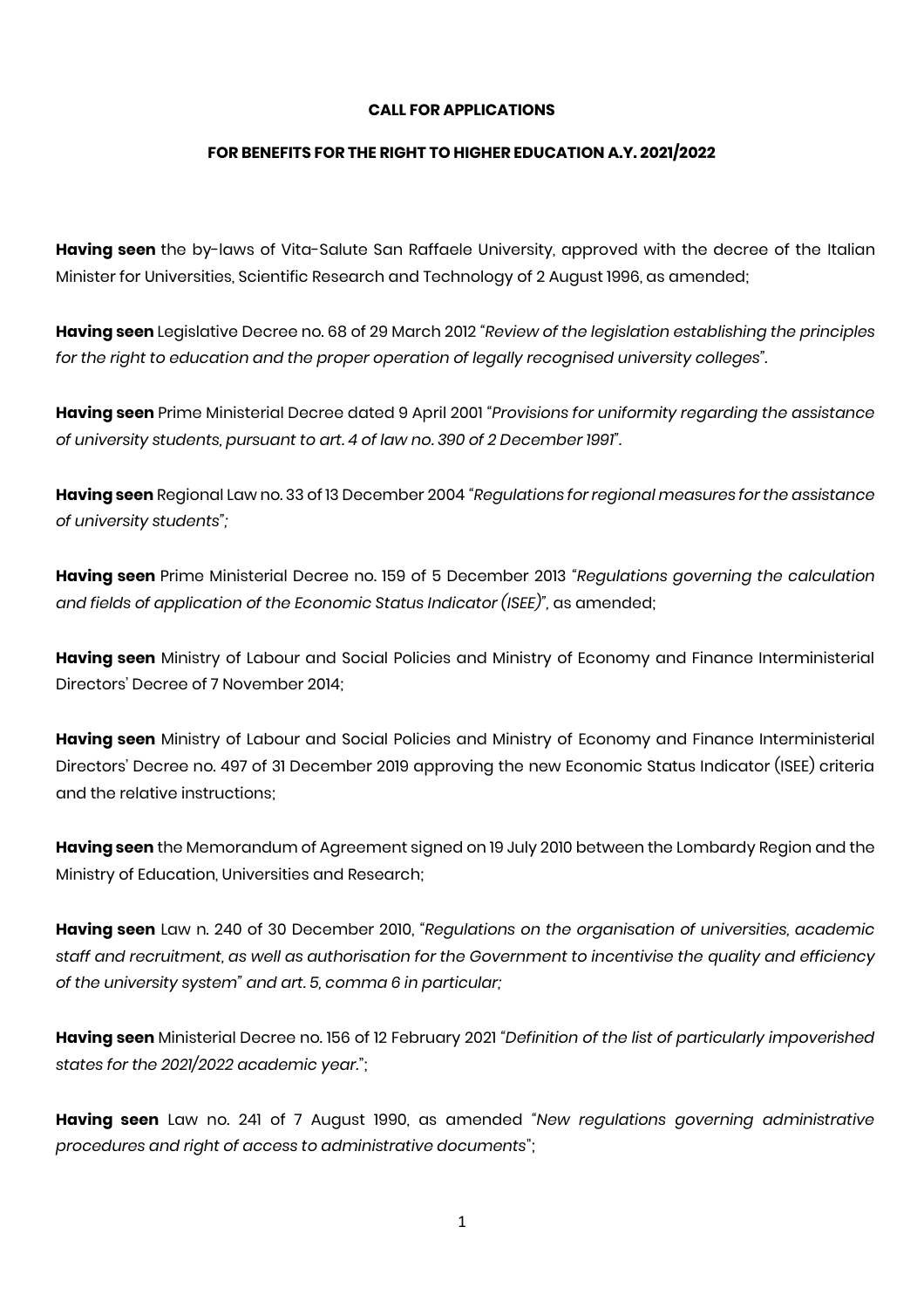**CALL FOR APPLICATIONS**

**FOR BENEFITS FOR THE RIGHT TO HIGHER EDUCATION A.Y. 2021/2022**

**Having seen** the by-laws of Vita-Salute San Raffaele University, approved with the decree of the Italian Minister for Universities, Scientific Research and Technology of 2 August 1996, as amended;

**Having seen** Legislative Decree no. 68 of 29 March 2012 "*Review of the legislation establishing the principles for the right to education and the proper operation of legally recognised university colleges*".

**Having seen** Prime Ministerial Decree dated 9 April 2001 "*Provisions for uniformity regarding the assistance of university students, pursuant to art. 4 of law no. 390 of 2 December 1991*".

**Having seen** Regional Law no. 33 of 13 December 2004 "*Regulations for regional measures for the assistance of university students*";

**Having seen** Prime Ministerial Decree no. 159 of 5 December 2013 "*Regulations governing the calculation and fields of application of the Economic Status Indicator (ISEE)*", as amended;

**Having seen** Ministry of Labour and Social Policies and Ministry of Economy and Finance Interministerial Directors' Decree of 7 November 2014;

**Having seen** Ministry of Labour and Social Policies and Ministry of Economy and Finance Interministerial Directors' Decree no. 497 of 31 December 2019 approving the new Economic Status Indicator (ISEE) criteria and the relative instructions;

**Having seen** the Memorandum of Agreement signed on 19 July 2010 between the Lombardy Region and the Ministry of Education, Universities and Research;

**Having seen** Law n. 240 of 30 December 2010, "*Regulations on the organisation of universities, academic staff and recruitment, as well as authorisation for the Government to incentivise the quality and efficiency of the university system*" *and art. 5, comma 6 in particular;*

**Having seen** Ministerial Decree no. 156 of 12 February 2021 "*Definition of the list of particularly impoverished states for the 2021/2022 academic year.*";

**Having seen** Law no. 241 of 7 August 1990, as amended "*New regulations governing administrative procedures and right of access to administrative documents*";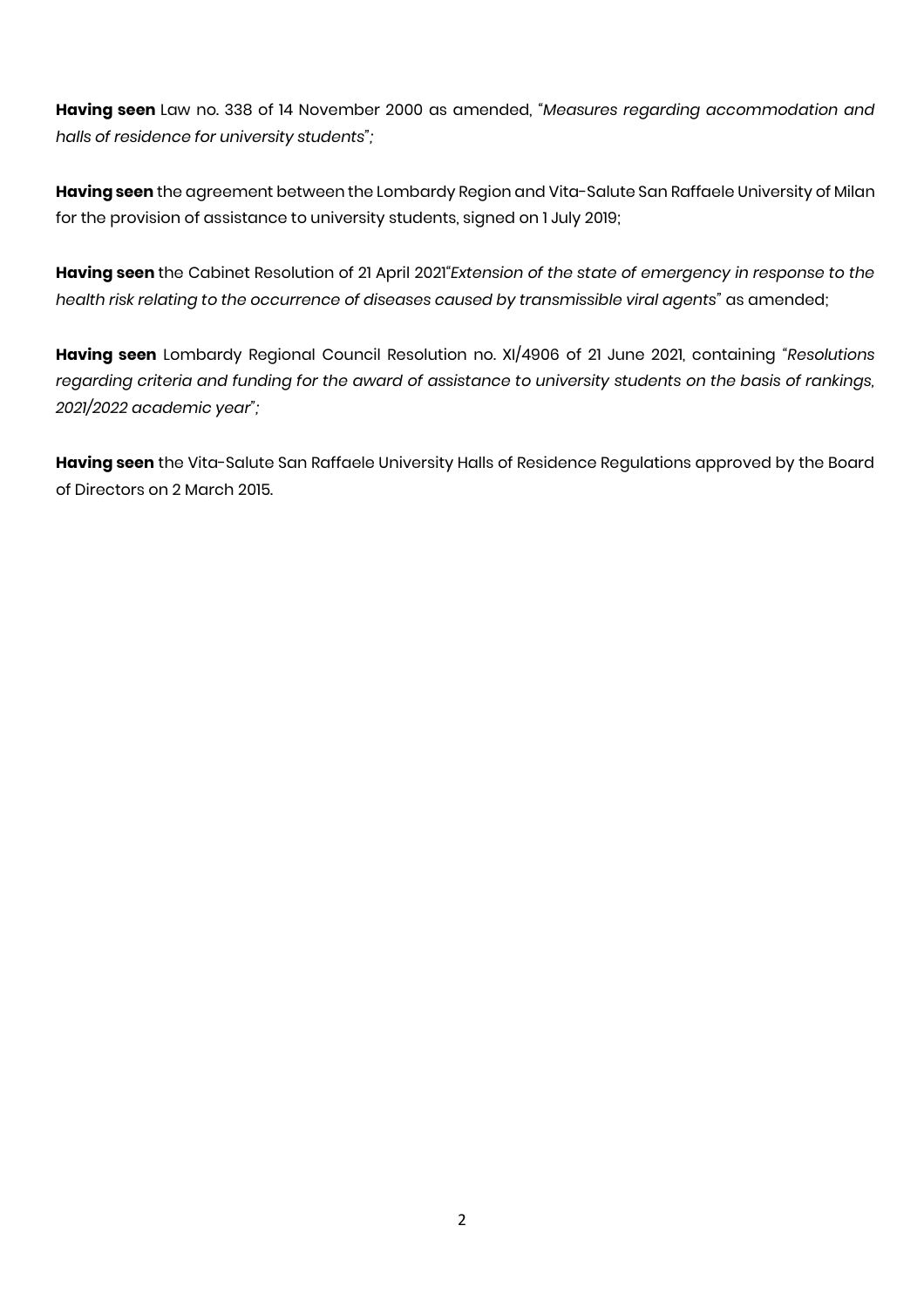**Having seen** Law no. 338 of 14 November 2000 as amended, "*Measures regarding accommodation and halls of residence for university students*";

**Having seen** the agreement between the Lombardy Region and Vita-Salute San Raffaele University of Milan for the provision of assistance to university students, signed on 1 July 2019;

**Having seen** the Cabinet Resolution of 21 April 2021"*Extension of the state of emergency in response to the health risk relating to the occurrence of diseases caused by transmissible viral agents*" as amended;

**Having seen** Lombardy Regional Council Resolution no. XI/4906 of 21 June 2021, containing "*Resolutions regarding criteria and funding for the award of assistance to university students on the basis of rankings, 2021/2022 academic year*";

**Having seen** the Vita-Salute San Raffaele University Halls of Residence Regulations approved by the Board of Directors on 2 March 2015.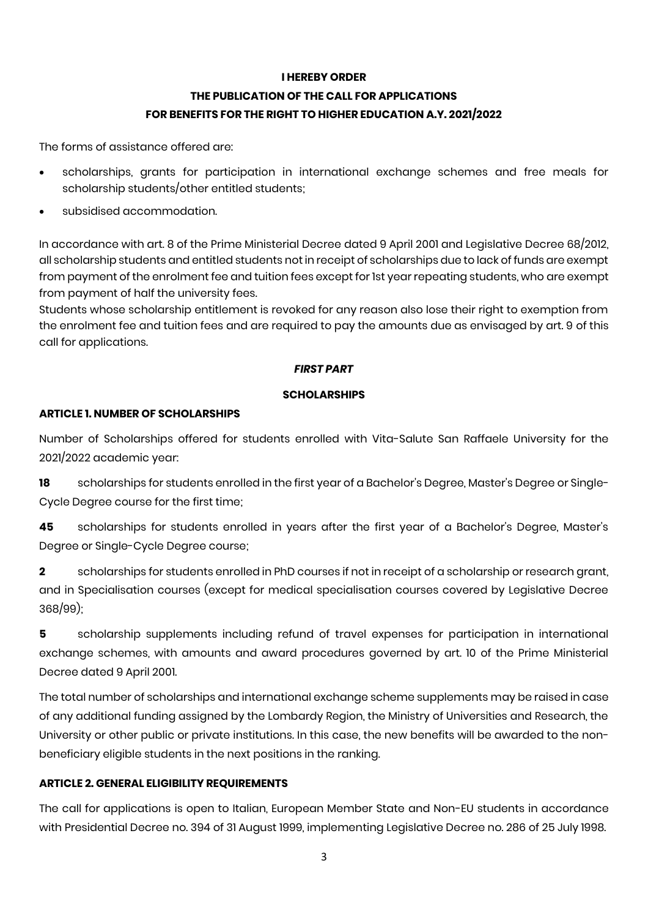**I HEREBY ORDER**

**THE PUBLICATION OF THE CALL FOR APPLICATIONS**

**FOR BENEFITS FOR THE RIGHT TO HIGHER EDUCATION A.Y. 2021/2022**

The forms of assistance offered are:

- scholarships, grants for participation in international exchange schemes and free meals for scholarship students/other entitled students;
- subsidised accommodation.

In accordance with art. 8 of the Prime Ministerial Decree dated 9 April 2001 and Legislative Decree 68/2012, all scholarship students and entitled students not in receipt of scholarships due to lack of funds are exempt from payment of the enrolment fee and tuition fees except for 1st year repeating students, who are exempt from payment of half the university fees.

Students whose scholarship entitlement is revoked for any reason also lose their right to exemption from the enrolment fee and tuition fees and are required to pay the amounts due as envisaged by art. 9 of this call for applications.

***FIRST PART***

**SCHOLARSHIPS**

## ARTICLE 1. NUMBER OF SCHOLARSHIPS

Number of Scholarships offered for students enrolled with Vita-Salute San Raffaele University for the 2021/2022 academic year:

**18** scholarships for students enrolled in the first year of a Bachelor's Degree, Master's Degree or Single-Cycle Degree course for the first time;

**45** scholarships for students enrolled in years after the first year of a Bachelor's Degree, Master's Degree or Single-Cycle Degree course;

**2** scholarships for students enrolled in PhD courses if not in receipt of a scholarship or research grant, and in Specialisation courses (except for medical specialisation courses covered by Legislative Decree 368/99);

**5** scholarship supplements including refund of travel expenses for participation in international exchange schemes, with amounts and award procedures governed by art. 10 of the Prime Ministerial Decree dated 9 April 2001.

The total number of scholarships and international exchange scheme supplements may be raised in case of any additional funding assigned by the Lombardy Region, the Ministry of Universities and Research, the University or other public or private institutions. In this case, the new benefits will be awarded to the non-beneficiary eligible students in the next positions in the ranking.

## ARTICLE 2. GENERAL ELIGIBILITY REQUIREMENTS

The call for applications is open to Italian, European Member State and Non-EU students in accordance with Presidential Decree no. 394 of 31 August 1999, implementing Legislative Decree no. 286 of 25 July 1998.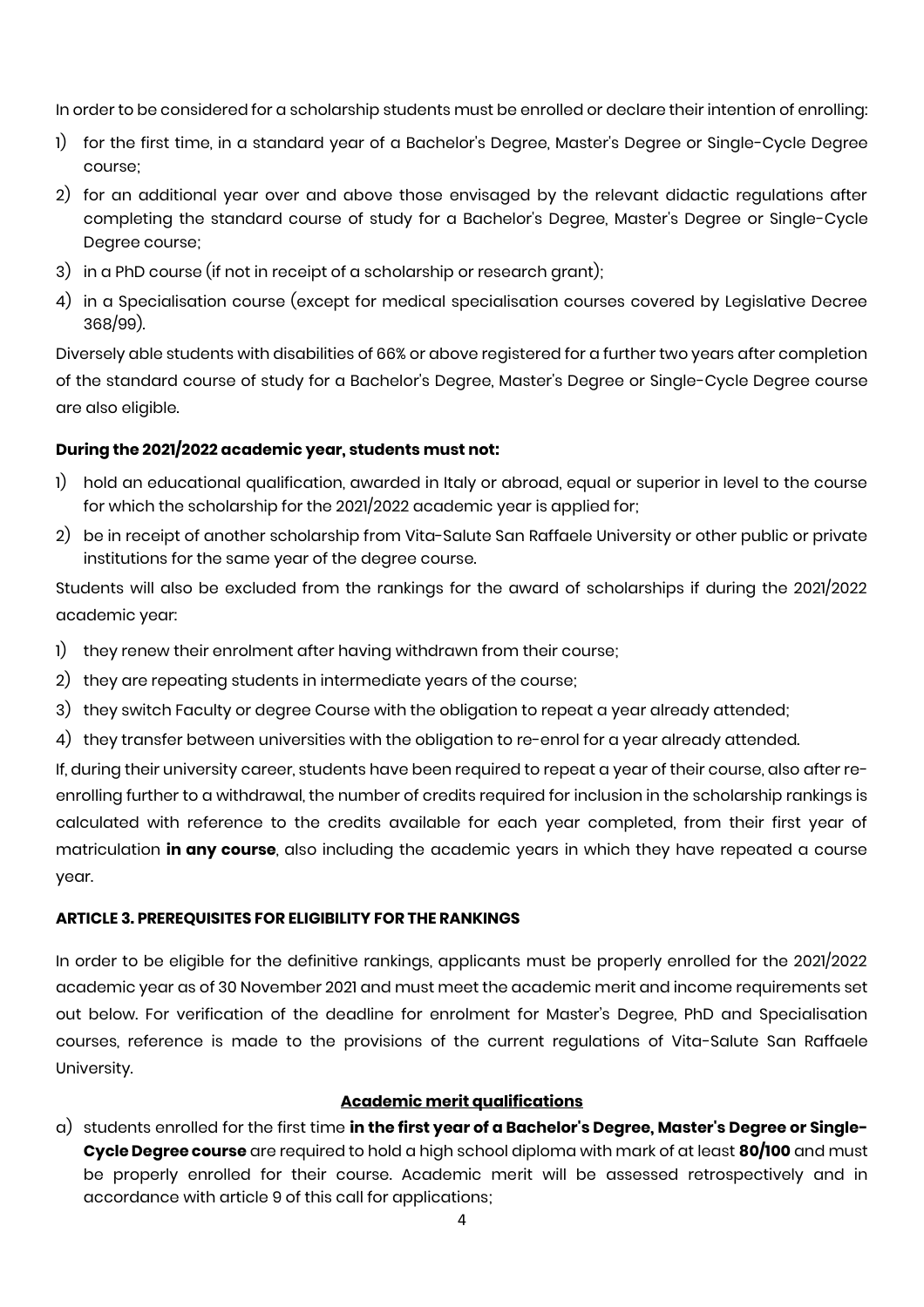In order to be considered for a scholarship students must be enrolled or declare their intention of enrolling:

1) for the first time, in a standard year of a Bachelor's Degree, Master's Degree or Single-Cycle Degree course;
2) for an additional year over and above those envisaged by the relevant didactic regulations after completing the standard course of study for a Bachelor's Degree, Master's Degree or Single-Cycle Degree course;
3) in a PhD course (if not in receipt of a scholarship or research grant);
4) in a Specialisation course (except for medical specialisation courses covered by Legislative Decree 368/99).

Diversely able students with disabilities of 66% or above registered for a further two years after completion of the standard course of study for a Bachelor's Degree, Master's Degree or Single-Cycle Degree course are also eligible.

**During the 2021/2022 academic year, students must not:**

1) hold an educational qualification, awarded in Italy or abroad, equal or superior in level to the course for which the scholarship for the 2021/2022 academic year is applied for;
2) be in receipt of another scholarship from Vita-Salute San Raffaele University or other public or private institutions for the same year of the degree course.

Students will also be excluded from the rankings for the award of scholarships if during the 2021/2022 academic year:

1) they renew their enrolment after having withdrawn from their course;
2) they are repeating students in intermediate years of the course;
3) they switch Faculty or degree Course with the obligation to repeat a year already attended;
4) they transfer between universities with the obligation to re-enrol for a year already attended.

If, during their university career, students have been required to repeat a year of their course, also after re-enrolling further to a withdrawal, the number of credits required for inclusion in the scholarship rankings is calculated with reference to the credits available for each year completed, from their first year of matriculation **in any course**, also including the academic years in which they have repeated a course year.

### ARTICLE 3. PREREQUISITES FOR ELIGIBILITY FOR THE RANKINGS

In order to be eligible for the definitive rankings, applicants must be properly enrolled for the 2021/2022 academic year as of 30 November 2021 and must meet the academic merit and income requirements set out below. For verification of the deadline for enrolment for Master's Degree, PhD and Specialisation courses, reference is made to the provisions of the current regulations of Vita-Salute San Raffaele University.

**Academic merit qualifications**

a) students enrolled for the first time **in the first year of a Bachelor's Degree, Master's Degree or Single-Cycle Degree course** are required to hold a high school diploma with mark of at least **80/100** and must be properly enrolled for their course. Academic merit will be assessed retrospectively and in accordance with article 9 of this call for applications;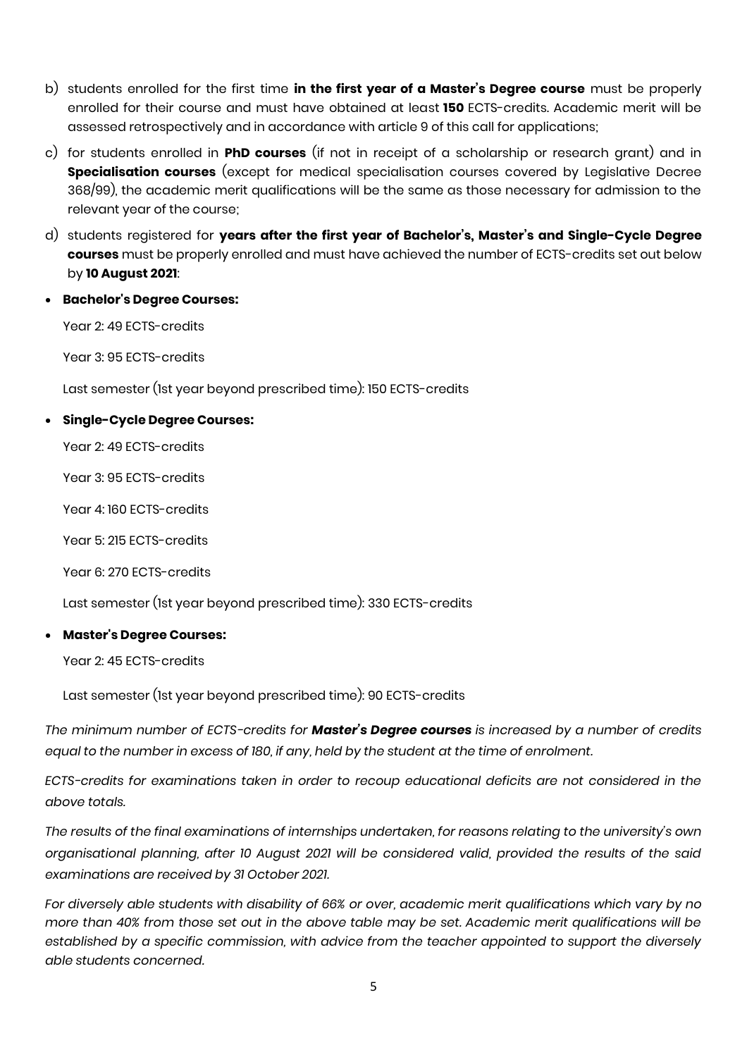b) students enrolled for the first time **in the first year of a Master's Degree course** must be properly enrolled for their course and must have obtained at least **150** ECTS-credits. Academic merit will be assessed retrospectively and in accordance with article 9 of this call for applications;

c) for students enrolled in **PhD courses** (if not in receipt of a scholarship or research grant) and in **Specialisation courses** (except for medical specialisation courses covered by Legislative Decree 368/99), the academic merit qualifications will be the same as those necessary for admission to the relevant year of the course;

d) students registered for **years after the first year of Bachelor's, Master's and Single-Cycle Degree courses** must be properly enrolled and must have achieved the number of ECTS-credits set out below by **10 August 2021**:

- **Bachelor's Degree Courses:**

  Year 2: 49 ECTS-credits

  Year 3: 95 ECTS-credits

  Last semester (1st year beyond prescribed time): 150 ECTS-credits

- **Single-Cycle Degree Courses:**

  Year 2: 49 ECTS-credits

  Year 3: 95 ECTS-credits

  Year 4: 160 ECTS-credits

  Year 5: 215 ECTS-credits

  Year 6: 270 ECTS-credits

  Last semester (1st year beyond prescribed time): 330 ECTS-credits

- **Master's Degree Courses:**

  Year 2: 45 ECTS-credits

  Last semester (1st year beyond prescribed time): 90 ECTS-credits

*The minimum number of ECTS-credits for **Master's Degree courses** is increased by a number of credits equal to the number in excess of 180, if any, held by the student at the time of enrolment.*

*ECTS-credits for examinations taken in order to recoup educational deficits are not considered in the above totals.*

*The results of the final examinations of internships undertaken, for reasons relating to the university's own organisational planning, after 10 August 2021 will be considered valid, provided the results of the said examinations are received by 31 October 2021.*

*For diversely able students with disability of 66% or over, academic merit qualifications which vary by no more than 40% from those set out in the above table may be set. Academic merit qualifications will be established by a specific commission, with advice from the teacher appointed to support the diversely able students concerned.*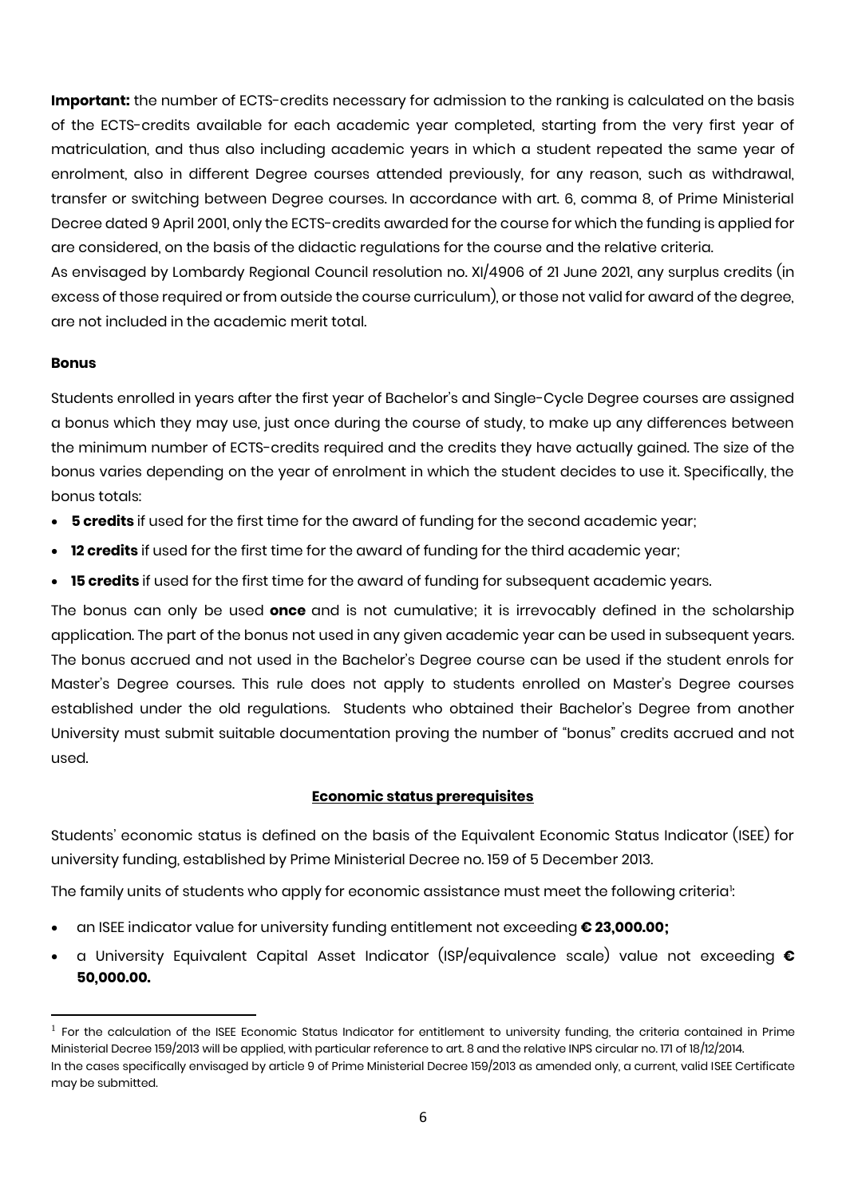**Important:** the number of ECTS-credits necessary for admission to the ranking is calculated on the basis of the ECTS-credits available for each academic year completed, starting from the very first year of matriculation, and thus also including academic years in which a student repeated the same year of enrolment, also in different Degree courses attended previously, for any reason, such as withdrawal, transfer or switching between Degree courses. In accordance with art. 6, comma 8, of Prime Ministerial Decree dated 9 April 2001, only the ECTS-credits awarded for the course for which the funding is applied for are considered, on the basis of the didactic regulations for the course and the relative criteria.

As envisaged by Lombardy Regional Council resolution no. XI/4906 of 21 June 2021, any surplus credits (in excess of those required or from outside the course curriculum), or those not valid for award of the degree, are not included in the academic merit total.

**Bonus**

Students enrolled in years after the first year of Bachelor's and Single-Cycle Degree courses are assigned a bonus which they may use, just once during the course of study, to make up any differences between the minimum number of ECTS-credits required and the credits they have actually gained. The size of the bonus varies depending on the year of enrolment in which the student decides to use it. Specifically, the bonus totals:

- **5 credits** if used for the first time for the award of funding for the second academic year;
- **12 credits** if used for the first time for the award of funding for the third academic year;
- **15 credits** if used for the first time for the award of funding for subsequent academic years.

The bonus can only be used **once** and is not cumulative; it is irrevocably defined in the scholarship application. The part of the bonus not used in any given academic year can be used in subsequent years. The bonus accrued and not used in the Bachelor's Degree course can be used if the student enrols for Master's Degree courses. This rule does not apply to students enrolled on Master's Degree courses established under the old regulations. Students who obtained their Bachelor's Degree from another University must submit suitable documentation proving the number of "bonus" credits accrued and not used.

## Economic status prerequisites

Students' economic status is defined on the basis of the Equivalent Economic Status Indicator (ISEE) for university funding, established by Prime Ministerial Decree no. 159 of 5 December 2013.

The family units of students who apply for economic assistance must meet the following criteria[1]:

- an ISEE indicator value for university funding entitlement not exceeding **€ 23,000.00;**
- a University Equivalent Capital Asset Indicator (ISP/equivalence scale) value not exceeding **€ 50,000.00.**

---

[1] For the calculation of the ISEE Economic Status Indicator for entitlement to university funding, the criteria contained in Prime Ministerial Decree 159/2013 will be applied, with particular reference to art. 8 and the relative INPS circular no. 171 of 18/12/2014.
In the cases specifically envisaged by article 9 of Prime Ministerial Decree 159/2013 as amended only, a current, valid ISEE Certificate may be submitted.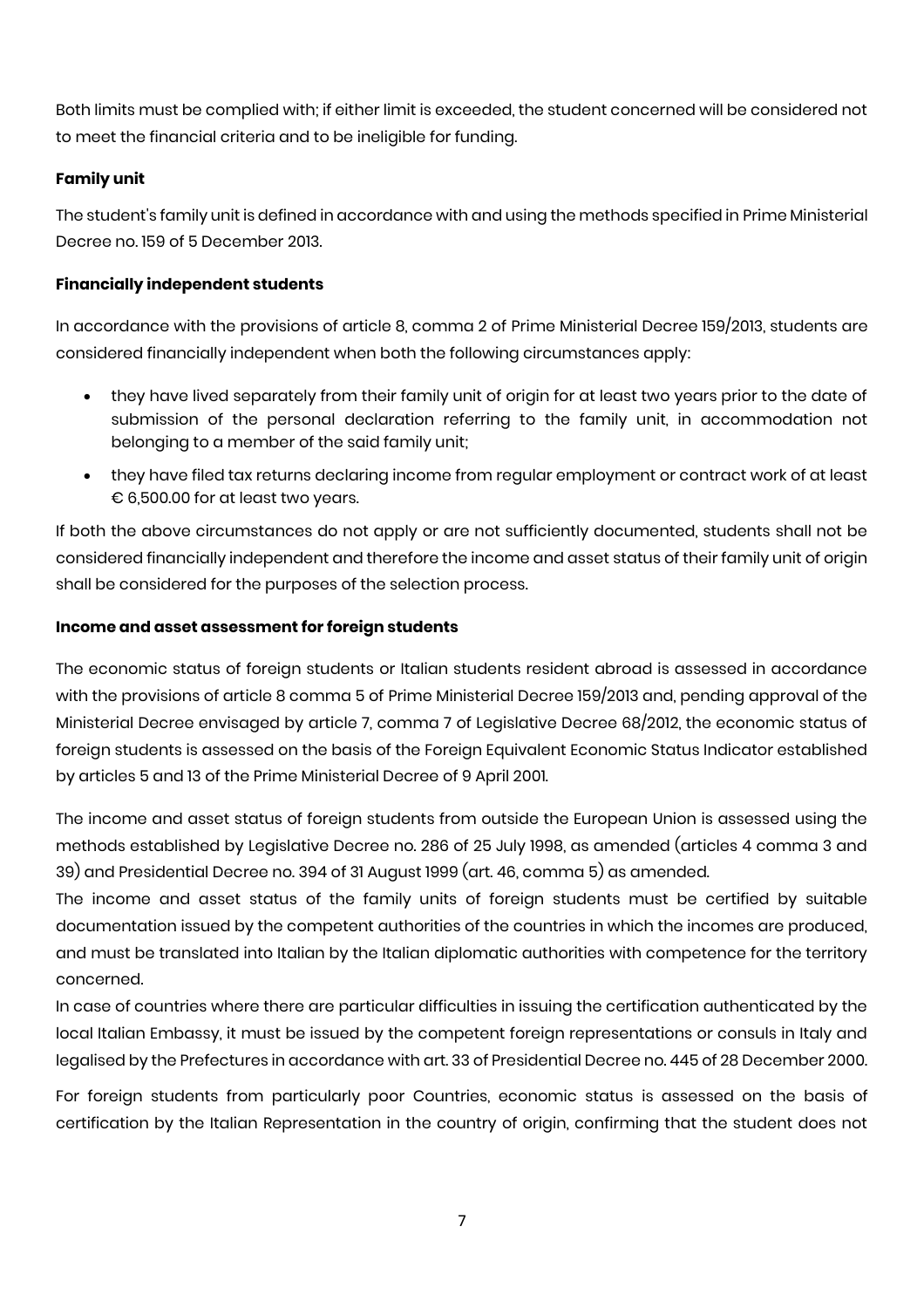Both limits must be complied with; if either limit is exceeded, the student concerned will be considered not to meet the financial criteria and to be ineligible for funding.

**Family unit**

The student's family unit is defined in accordance with and using the methods specified in Prime Ministerial Decree no. 159 of 5 December 2013.

**Financially independent students**

In accordance with the provisions of article 8, comma 2 of Prime Ministerial Decree 159/2013, students are considered financially independent when both the following circumstances apply:

- they have lived separately from their family unit of origin for at least two years prior to the date of submission of the personal declaration referring to the family unit, in accommodation not belonging to a member of the said family unit;
- they have filed tax returns declaring income from regular employment or contract work of at least € 6,500.00 for at least two years.

If both the above circumstances do not apply or are not sufficiently documented, students shall not be considered financially independent and therefore the income and asset status of their family unit of origin shall be considered for the purposes of the selection process.

**Income and asset assessment for foreign students**

The economic status of foreign students or Italian students resident abroad is assessed in accordance with the provisions of article 8 comma 5 of Prime Ministerial Decree 159/2013 and, pending approval of the Ministerial Decree envisaged by article 7, comma 7 of Legislative Decree 68/2012, the economic status of foreign students is assessed on the basis of the Foreign Equivalent Economic Status Indicator established by articles 5 and 13 of the Prime Ministerial Decree of 9 April 2001.

The income and asset status of foreign students from outside the European Union is assessed using the methods established by Legislative Decree no. 286 of 25 July 1998, as amended (articles 4 comma 3 and 39) and Presidential Decree no. 394 of 31 August 1999 (art. 46, comma 5) as amended.
The income and asset status of the family units of foreign students must be certified by suitable documentation issued by the competent authorities of the countries in which the incomes are produced, and must be translated into Italian by the Italian diplomatic authorities with competence for the territory concerned.
In case of countries where there are particular difficulties in issuing the certification authenticated by the local Italian Embassy, it must be issued by the competent foreign representations or consuls in Italy and legalised by the Prefectures in accordance with art. 33 of Presidential Decree no. 445 of 28 December 2000.

For foreign students from particularly poor Countries, economic status is assessed on the basis of certification by the Italian Representation in the country of origin, confirming that the student does not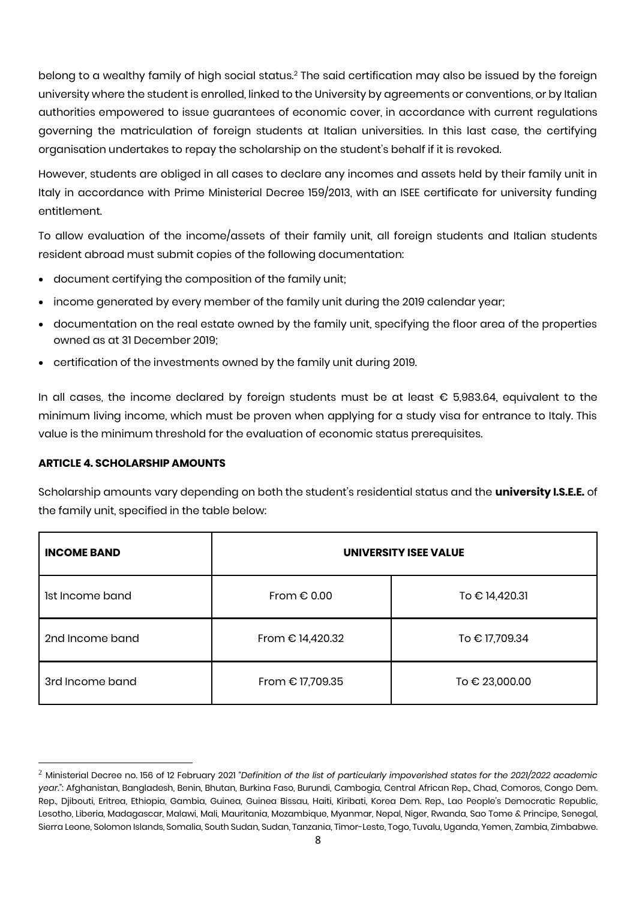belong to a wealthy family of high social status.[2] The said certification may also be issued by the foreign university where the student is enrolled, linked to the University by agreements or conventions, or by Italian authorities empowered to issue guarantees of economic cover, in accordance with current regulations governing the matriculation of foreign students at Italian universities. In this last case, the certifying organisation undertakes to repay the scholarship on the student's behalf if it is revoked.

However, students are obliged in all cases to declare any incomes and assets held by their family unit in Italy in accordance with Prime Ministerial Decree 159/2013, with an ISEE certificate for university funding entitlement.

To allow evaluation of the income/assets of their family unit, all foreign students and Italian students resident abroad must submit copies of the following documentation:

- document certifying the composition of the family unit;
- income generated by every member of the family unit during the 2019 calendar year;
- documentation on the real estate owned by the family unit, specifying the floor area of the properties owned as at 31 December 2019;
- certification of the investments owned by the family unit during 2019.

In all cases, the income declared by foreign students must be at least € 5,983.64, equivalent to the minimum living income, which must be proven when applying for a study visa for entrance to Italy. This value is the minimum threshold for the evaluation of economic status prerequisites.

**ARTICLE 4. SCHOLARSHIP AMOUNTS**

Scholarship amounts vary depending on both the student's residential status and the **university I.S.E.E.** of the family unit, specified in the table below:

| **INCOME BAND** | **UNIVERSITY ISEE VALUE** | |
|---|---|---|
| 1st Income band | From € 0.00 | To € 14,420.31 |
| 2nd Income band | From € 14,420.32 | To € 17,709.34 |
| 3rd Income band | From € 17,709.35 | To € 23,000.00 |

[2] Ministerial Decree no. 156 of 12 February 2021 "*Definition of the list of particularly impoverished states for the 2021/2022 academic year.*": Afghanistan, Bangladesh, Benin, Bhutan, Burkina Faso, Burundi, Cambogia, Central African Rep., Chad, Comoros, Congo Dem. Rep., Djibouti, Eritrea, Ethiopia, Gambia, Guinea, Guinea Bissau, Haiti, Kiribati, Korea Dem. Rep., Lao People's Democratic Republic, Lesotho, Liberia, Madagascar, Malawi, Mali, Mauritania, Mozambique, Myanmar, Nepal, Niger, Rwanda, Sao Tome & Principe, Senegal, Sierra Leone, Solomon Islands, Somalia, South Sudan, Sudan, Tanzania, Timor-Leste, Togo, Tuvalu, Uganda, Yemen, Zambia, Zimbabwe.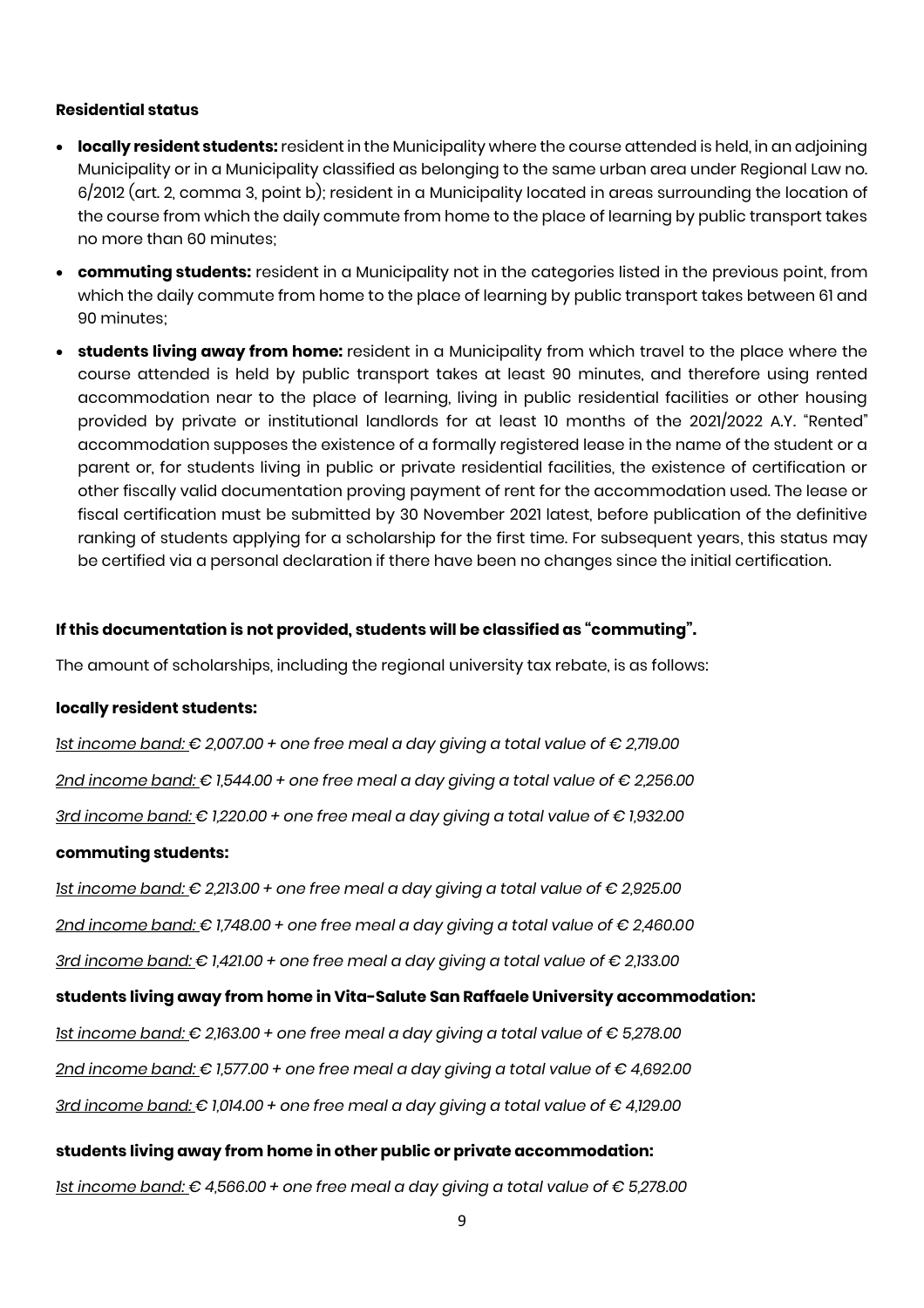**Residential status**

- **locally resident students:** resident in the Municipality where the course attended is held, in an adjoining Municipality or in a Municipality classified as belonging to the same urban area under Regional Law no. 6/2012 (art. 2, comma 3, point b); resident in a Municipality located in areas surrounding the location of the course from which the daily commute from home to the place of learning by public transport takes no more than 60 minutes;
- **commuting students:** resident in a Municipality not in the categories listed in the previous point, from which the daily commute from home to the place of learning by public transport takes between 61 and 90 minutes;
- **students living away from home:** resident in a Municipality from which travel to the place where the course attended is held by public transport takes at least 90 minutes, and therefore using rented accommodation near to the place of learning, living in public residential facilities or other housing provided by private or institutional landlords for at least 10 months of the 2021/2022 A.Y. "Rented" accommodation supposes the existence of a formally registered lease in the name of the student or a parent or, for students living in public or private residential facilities, the existence of certification or other fiscally valid documentation proving payment of rent for the accommodation used. The lease or fiscal certification must be submitted by 30 November 2021 latest, before publication of the definitive ranking of students applying for a scholarship for the first time. For subsequent years, this status may be certified via a personal declaration if there have been no changes since the initial certification.

**If this documentation is not provided, students will be classified as "commuting".**

The amount of scholarships, including the regional university tax rebate, is as follows:

**locally resident students:**

*1st income band: € 2,007.00 + one free meal a day giving a total value of € 2,719.00*

*2nd income band: € 1,544.00 + one free meal a day giving a total value of € 2,256.00*

*3rd income band: € 1,220.00 + one free meal a day giving a total value of € 1,932.00*

**commuting students:**

*1st income band: € 2,213.00 + one free meal a day giving a total value of € 2,925.00*

*2nd income band: € 1,748.00 + one free meal a day giving a total value of € 2,460.00*

*3rd income band: € 1,421.00 + one free meal a day giving a total value of € 2,133.00*

**students living away from home in Vita-Salute San Raffaele University accommodation:**

*1st income band: € 2,163.00 + one free meal a day giving a total value of € 5,278.00*

*2nd income band: € 1,577.00 + one free meal a day giving a total value of € 4,692.00*

*3rd income band: € 1,014.00 + one free meal a day giving a total value of € 4,129.00*

**students living away from home in other public or private accommodation:**

*1st income band: € 4,566.00 + one free meal a day giving a total value of € 5,278.00*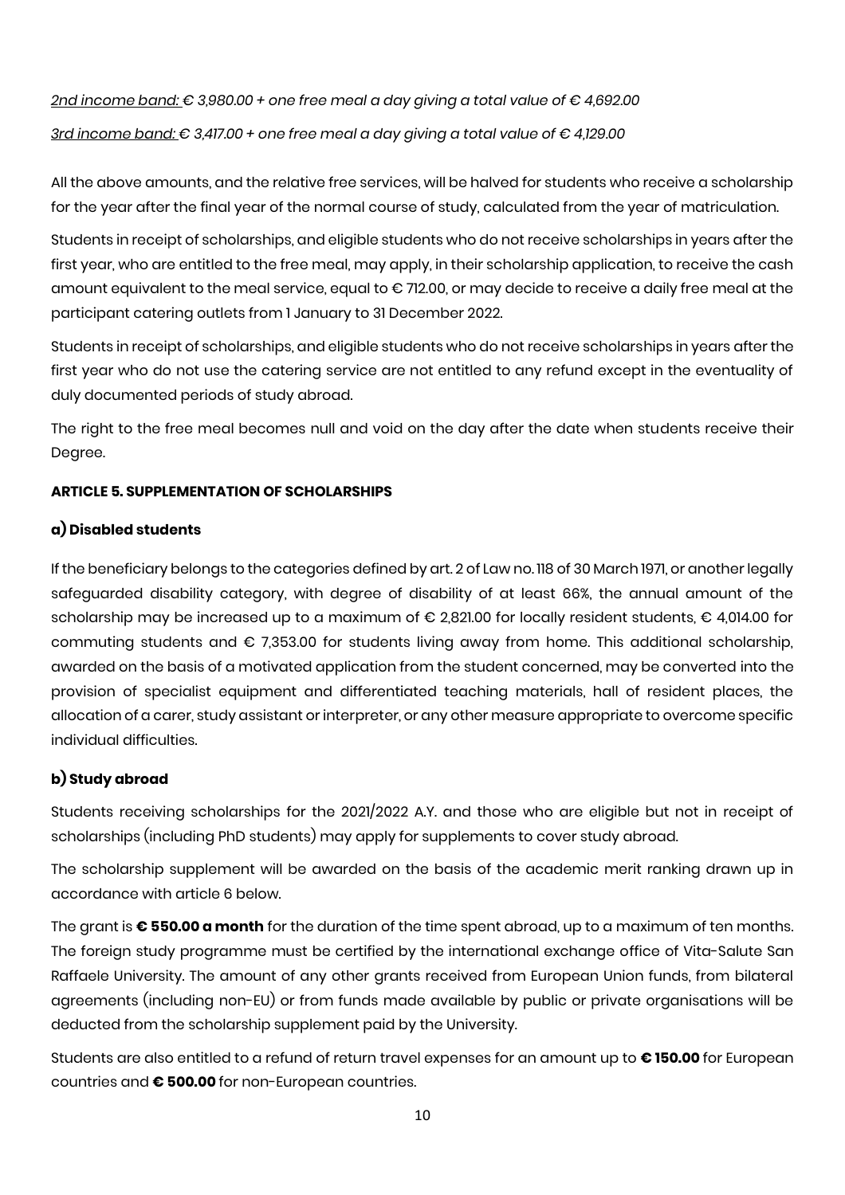*<u>2nd income band:</u> € 3,980.00 + one free meal a day giving a total value of € 4,692.00*

*<u>3rd income band:</u> € 3,417.00 + one free meal a day giving a total value of € 4,129.00*

All the above amounts, and the relative free services, will be halved for students who receive a scholarship for the year after the final year of the normal course of study, calculated from the year of matriculation.

Students in receipt of scholarships, and eligible students who do not receive scholarships in years after the first year, who are entitled to the free meal, may apply, in their scholarship application, to receive the cash amount equivalent to the meal service, equal to € 712.00, or may decide to receive a daily free meal at the participant catering outlets from 1 January to 31 December 2022.

Students in receipt of scholarships, and eligible students who do not receive scholarships in years after the first year who do not use the catering service are not entitled to any refund except in the eventuality of duly documented periods of study abroad.

The right to the free meal becomes null and void on the day after the date when students receive their Degree.

**ARTICLE 5. SUPPLEMENTATION OF SCHOLARSHIPS**

**a) Disabled students**

If the beneficiary belongs to the categories defined by art. 2 of Law no. 118 of 30 March 1971, or another legally safeguarded disability category, with degree of disability of at least 66%, the annual amount of the scholarship may be increased up to a maximum of € 2,821.00 for locally resident students, € 4,014.00 for commuting students and € 7,353.00 for students living away from home. This additional scholarship, awarded on the basis of a motivated application from the student concerned, may be converted into the provision of specialist equipment and differentiated teaching materials, hall of resident places, the allocation of a carer, study assistant or interpreter, or any other measure appropriate to overcome specific individual difficulties.

**b) Study abroad**

Students receiving scholarships for the 2021/2022 A.Y. and those who are eligible but not in receipt of scholarships (including PhD students) may apply for supplements to cover study abroad.

The scholarship supplement will be awarded on the basis of the academic merit ranking drawn up in accordance with article 6 below.

The grant is **€ 550.00 a month** for the duration of the time spent abroad, up to a maximum of ten months. The foreign study programme must be certified by the international exchange office of Vita-Salute San Raffaele University. The amount of any other grants received from European Union funds, from bilateral agreements (including non-EU) or from funds made available by public or private organisations will be deducted from the scholarship supplement paid by the University.

Students are also entitled to a refund of return travel expenses for an amount up to **€ 150.00** for European countries and **€ 500.00** for non-European countries.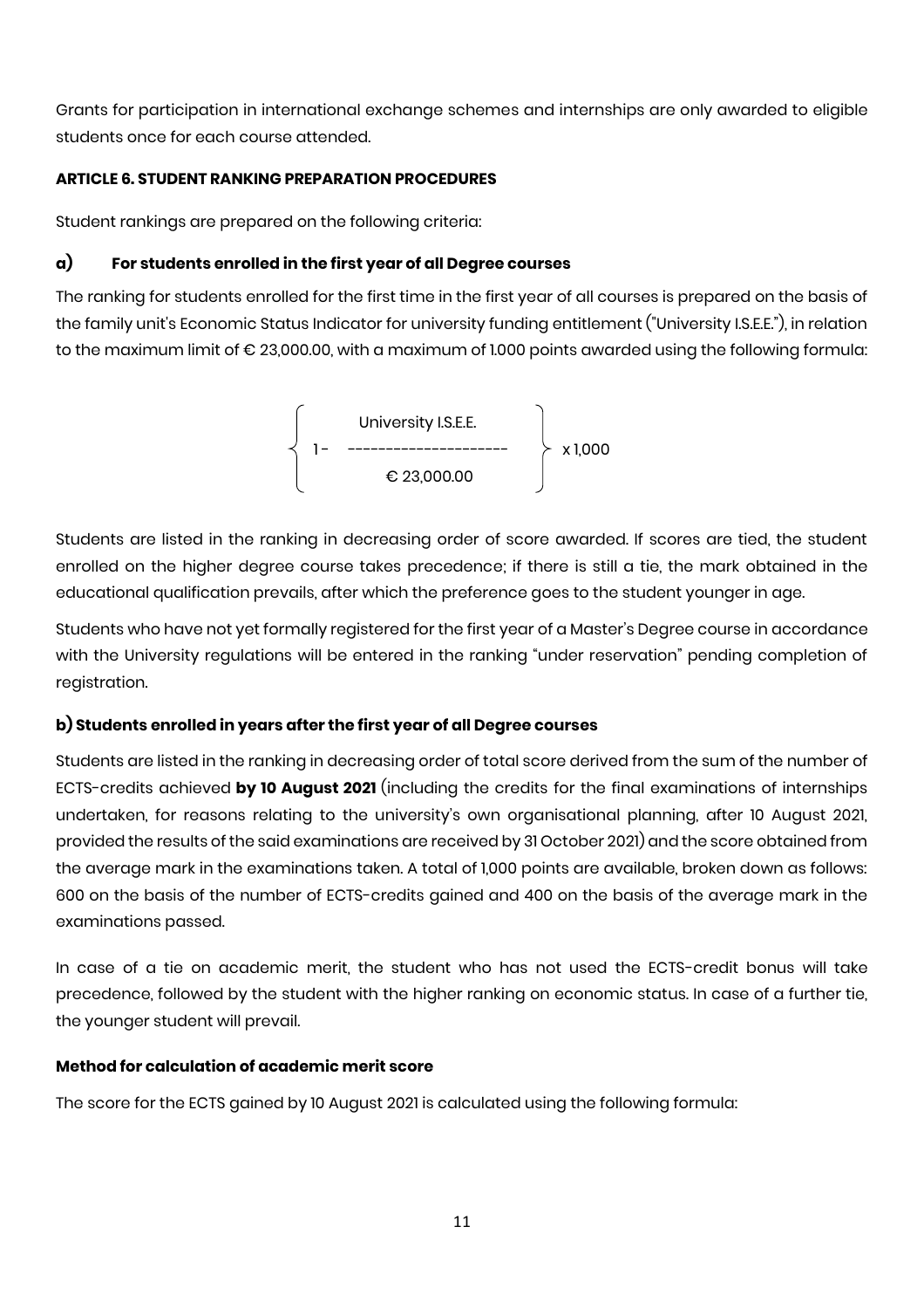Grants for participation in international exchange schemes and internships are only awarded to eligible students once for each course attended.

**ARTICLE 6. STUDENT RANKING PREPARATION PROCEDURES**

Student rankings are prepared on the following criteria:

### a) For students enrolled in the first year of all Degree courses

The ranking for students enrolled for the first time in the first year of all courses is prepared on the basis of the family unit's Economic Status Indicator for university funding entitlement ("University I.S.E.E."), in relation to the maximum limit of € 23,000.00, with a maximum of 1.000 points awarded using the following formula:

$$\left\{ 1 - \frac{\text{University I.S.E.E.}}{\text{€ } 23{,}000.00} \right\} \times 1{,}000$$

Students are listed in the ranking in decreasing order of score awarded. If scores are tied, the student enrolled on the higher degree course takes precedence; if there is still a tie, the mark obtained in the educational qualification prevails, after which the preference goes to the student younger in age.

Students who have not yet formally registered for the first year of a Master's Degree course in accordance with the University regulations will be entered in the ranking "under reservation" pending completion of registration.

### b) Students enrolled in years after the first year of all Degree courses

Students are listed in the ranking in decreasing order of total score derived from the sum of the number of ECTS-credits achieved **by 10 August 2021** (including the credits for the final examinations of internships undertaken, for reasons relating to the university's own organisational planning, after 10 August 2021, provided the results of the said examinations are received by 31 October 2021) and the score obtained from the average mark in the examinations taken. A total of 1,000 points are available, broken down as follows: 600 on the basis of the number of ECTS-credits gained and 400 on the basis of the average mark in the examinations passed.

In case of a tie on academic merit, the student who has not used the ECTS-credit bonus will take precedence, followed by the student with the higher ranking on economic status. In case of a further tie, the younger student will prevail.

**Method for calculation of academic merit score**

The score for the ECTS gained by 10 August 2021 is calculated using the following formula: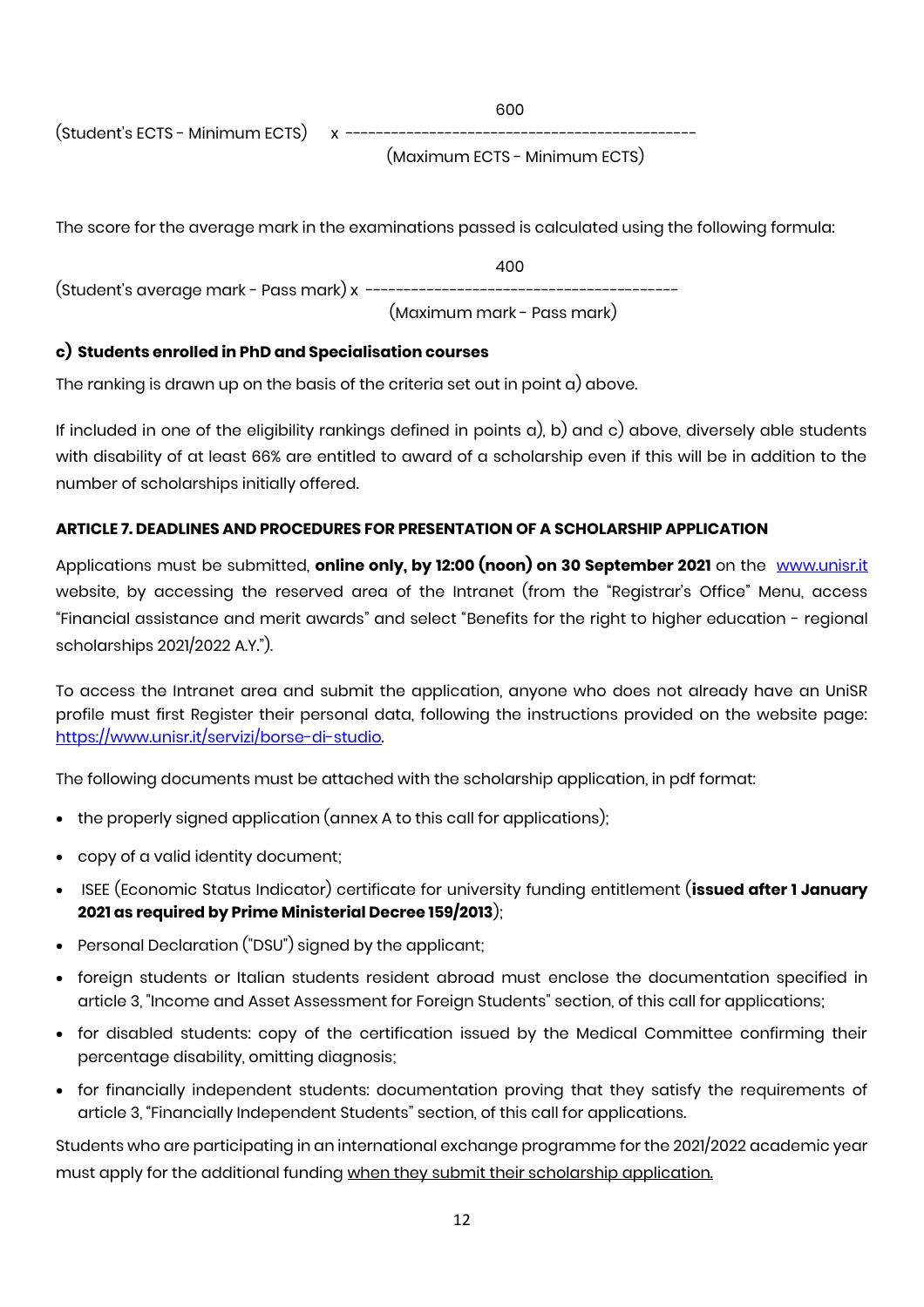$$(\text{Student's ECTS} - \text{Minimum ECTS}) \times \frac{600}{(\text{Maximum ECTS} - \text{Minimum ECTS})}$$

The score for the average mark in the examinations passed is calculated using the following formula:

$$(\text{Student's average mark} - \text{Pass mark}) \times \frac{400}{(\text{Maximum mark} - \text{Pass mark})}$$

**c) Students enrolled in PhD and Specialisation courses**

The ranking is drawn up on the basis of the criteria set out in point a) above.

If included in one of the eligibility rankings defined in points a), b) and c) above, diversely able students with disability of at least 66% are entitled to award of a scholarship even if this will be in addition to the number of scholarships initially offered.

**ARTICLE 7. DEADLINES AND PROCEDURES FOR PRESENTATION OF A SCHOLARSHIP APPLICATION**

Applications must be submitted, **online only, by 12:00 (noon) on 30 September 2021** on the www.unisr.it website, by accessing the reserved area of the Intranet (from the "Registrar's Office" Menu, access "Financial assistance and merit awards" and select "Benefits for the right to higher education - regional scholarships 2021/2022 A.Y.").

To access the Intranet area and submit the application, anyone who does not already have an UniSR profile must first Register their personal data, following the instructions provided on the website page: https://www.unisr.it/servizi/borse-di-studio.

The following documents must be attached with the scholarship application, in pdf format:

- the properly signed application (annex A to this call for applications);
- copy of a valid identity document;
- ISEE (Economic Status Indicator) certificate for university funding entitlement (**issued after 1 January 2021 as required by Prime Ministerial Decree 159/2013**);
- Personal Declaration ("DSU") signed by the applicant;
- foreign students or Italian students resident abroad must enclose the documentation specified in article 3, "Income and Asset Assessment for Foreign Students" section, of this call for applications;
- for disabled students: copy of the certification issued by the Medical Committee confirming their percentage disability, omitting diagnosis;
- for financially independent students: documentation proving that they satisfy the requirements of article 3, "Financially Independent Students" section, of this call for applications.

Students who are participating in an international exchange programme for the 2021/2022 academic year must apply for the additional funding when they submit their scholarship application.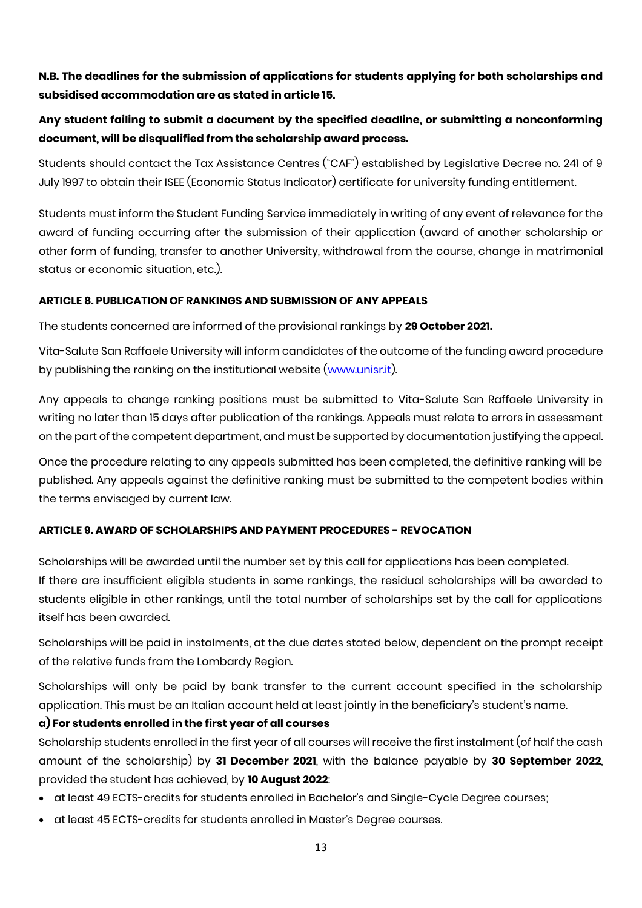**N.B. The deadlines for the submission of applications for students applying for both scholarships and subsidised accommodation are as stated in article 15.**

**Any student failing to submit a document by the specified deadline, or submitting a nonconforming document, will be disqualified from the scholarship award process.**

Students should contact the Tax Assistance Centres ("CAF") established by Legislative Decree no. 241 of 9 July 1997 to obtain their ISEE (Economic Status Indicator) certificate for university funding entitlement.

Students must inform the Student Funding Service immediately in writing of any event of relevance for the award of funding occurring after the submission of their application (award of another scholarship or other form of funding, transfer to another University, withdrawal from the course, change in matrimonial status or economic situation, etc.).

## ARTICLE 8. PUBLICATION OF RANKINGS AND SUBMISSION OF ANY APPEALS

The students concerned are informed of the provisional rankings by **29 October 2021.**

Vita-Salute San Raffaele University will inform candidates of the outcome of the funding award procedure by publishing the ranking on the institutional website (www.unisr.it).

Any appeals to change ranking positions must be submitted to Vita-Salute San Raffaele University in writing no later than 15 days after publication of the rankings. Appeals must relate to errors in assessment on the part of the competent department, and must be supported by documentation justifying the appeal.

Once the procedure relating to any appeals submitted has been completed, the definitive ranking will be published. Any appeals against the definitive ranking must be submitted to the competent bodies within the terms envisaged by current law.

## ARTICLE 9. AWARD OF SCHOLARSHIPS AND PAYMENT PROCEDURES - REVOCATION

Scholarships will be awarded until the number set by this call for applications has been completed.
If there are insufficient eligible students in some rankings, the residual scholarships will be awarded to students eligible in other rankings, until the total number of scholarships set by the call for applications itself has been awarded.

Scholarships will be paid in instalments, at the due dates stated below, dependent on the prompt receipt of the relative funds from the Lombardy Region.

Scholarships will only be paid by bank transfer to the current account specified in the scholarship application. This must be an Italian account held at least jointly in the beneficiary's student's name.

**a) For students enrolled in the first year of all courses**

Scholarship students enrolled in the first year of all courses will receive the first instalment (of half the cash amount of the scholarship) by **31 December 2021**, with the balance payable by **30 September 2022**, provided the student has achieved, by **10 August 2022**:

- at least 49 ECTS-credits for students enrolled in Bachelor's and Single-Cycle Degree courses;
- at least 45 ECTS-credits for students enrolled in Master's Degree courses.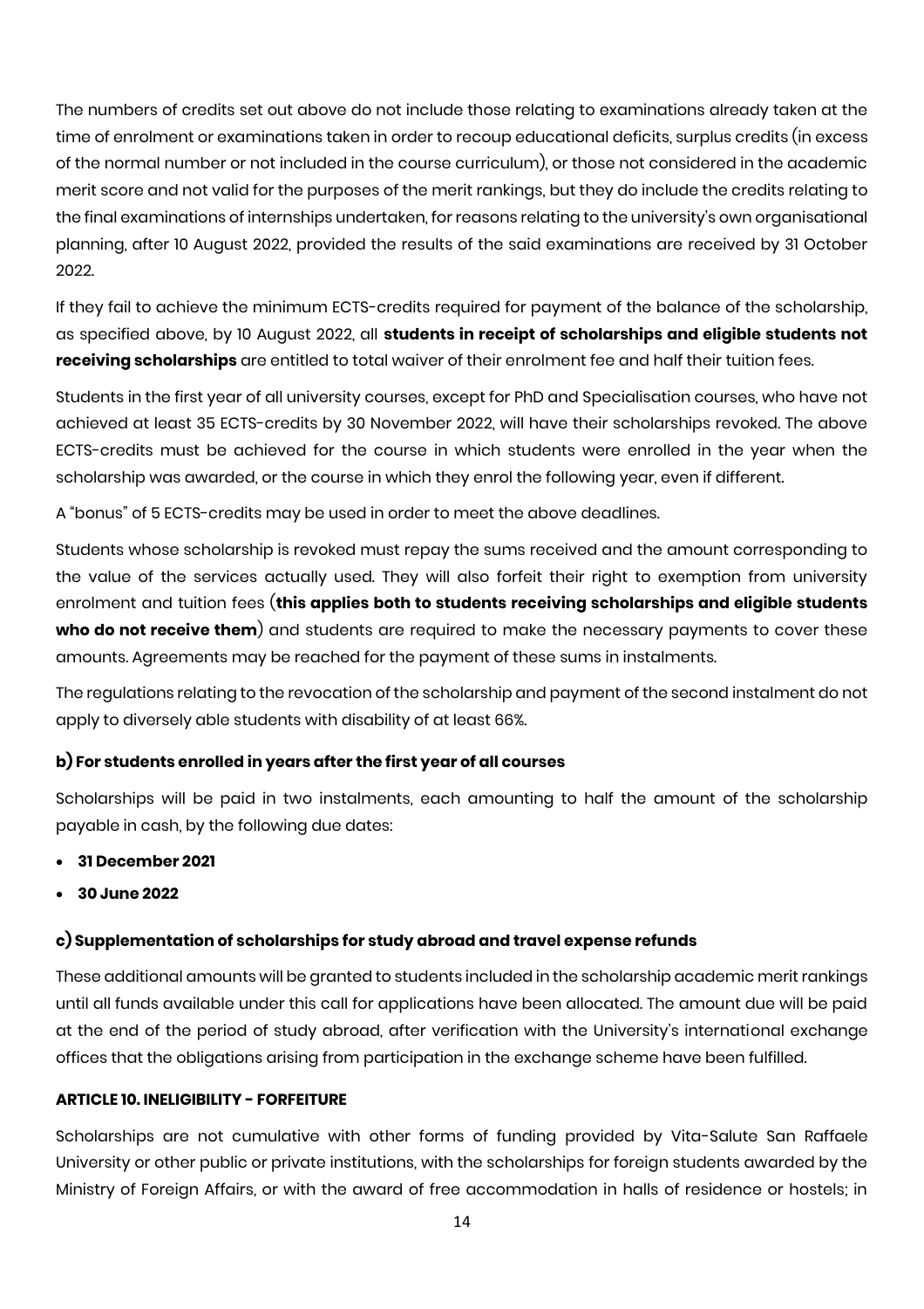The numbers of credits set out above do not include those relating to examinations already taken at the time of enrolment or examinations taken in order to recoup educational deficits, surplus credits (in excess of the normal number or not included in the course curriculum), or those not considered in the academic merit score and not valid for the purposes of the merit rankings, but they do include the credits relating to the final examinations of internships undertaken, for reasons relating to the university's own organisational planning, after 10 August 2022, provided the results of the said examinations are received by 31 October 2022.

If they fail to achieve the minimum ECTS-credits required for payment of the balance of the scholarship, as specified above, by 10 August 2022, all **students in receipt of scholarships and eligible students not receiving scholarships** are entitled to total waiver of their enrolment fee and half their tuition fees.

Students in the first year of all university courses, except for PhD and Specialisation courses, who have not achieved at least 35 ECTS-credits by 30 November 2022, will have their scholarships revoked. The above ECTS-credits must be achieved for the course in which students were enrolled in the year when the scholarship was awarded, or the course in which they enrol the following year, even if different.

A "bonus" of 5 ECTS-credits may be used in order to meet the above deadlines.

Students whose scholarship is revoked must repay the sums received and the amount corresponding to the value of the services actually used. They will also forfeit their right to exemption from university enrolment and tuition fees (**this applies both to students receiving scholarships and eligible students who do not receive them**) and students are required to make the necessary payments to cover these amounts. Agreements may be reached for the payment of these sums in instalments.

The regulations relating to the revocation of the scholarship and payment of the second instalment do not apply to diversely able students with disability of at least 66%.

### b) For students enrolled in years after the first year of all courses

Scholarships will be paid in two instalments, each amounting to half the amount of the scholarship payable in cash, by the following due dates:

- **31 December 2021**
- **30 June 2022**

### c) Supplementation of scholarships for study abroad and travel expense refunds

These additional amounts will be granted to students included in the scholarship academic merit rankings until all funds available under this call for applications have been allocated. The amount due will be paid at the end of the period of study abroad, after verification with the University's international exchange offices that the obligations arising from participation in the exchange scheme have been fulfilled.

## ARTICLE 10. INELIGIBILITY - FORFEITURE

Scholarships are not cumulative with other forms of funding provided by Vita-Salute San Raffaele University or other public or private institutions, with the scholarships for foreign students awarded by the Ministry of Foreign Affairs, or with the award of free accommodation in halls of residence or hostels; in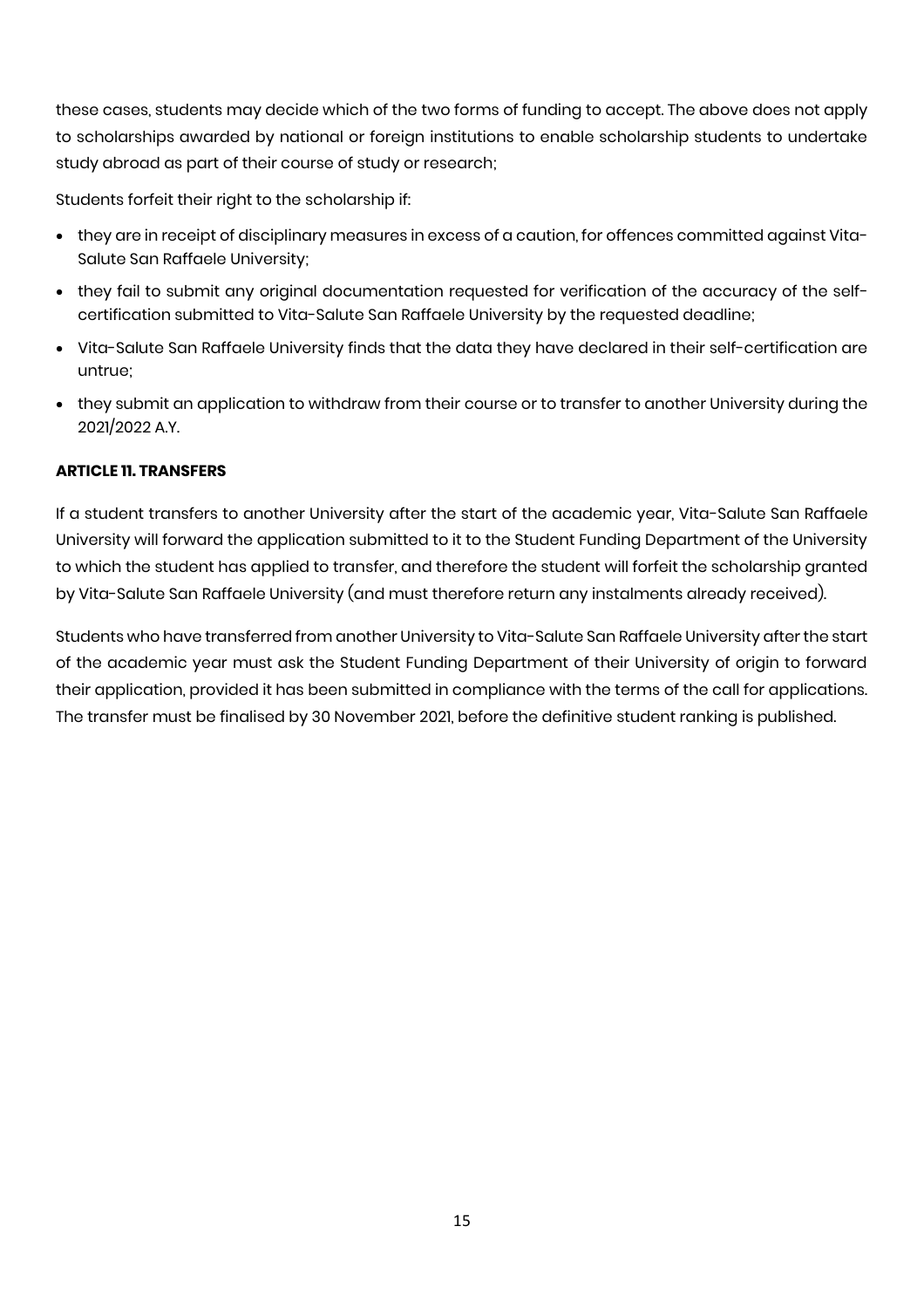these cases, students may decide which of the two forms of funding to accept. The above does not apply to scholarships awarded by national or foreign institutions to enable scholarship students to undertake study abroad as part of their course of study or research;

Students forfeit their right to the scholarship if:

- they are in receipt of disciplinary measures in excess of a caution, for offences committed against Vita-Salute San Raffaele University;
- they fail to submit any original documentation requested for verification of the accuracy of the self-certification submitted to Vita-Salute San Raffaele University by the requested deadline;
- Vita-Salute San Raffaele University finds that the data they have declared in their self-certification are untrue;
- they submit an application to withdraw from their course or to transfer to another University during the 2021/2022 A.Y.

**ARTICLE 11. TRANSFERS**

If a student transfers to another University after the start of the academic year, Vita-Salute San Raffaele University will forward the application submitted to it to the Student Funding Department of the University to which the student has applied to transfer, and therefore the student will forfeit the scholarship granted by Vita-Salute San Raffaele University (and must therefore return any instalments already received).

Students who have transferred from another University to Vita-Salute San Raffaele University after the start of the academic year must ask the Student Funding Department of their University of origin to forward their application, provided it has been submitted in compliance with the terms of the call for applications. The transfer must be finalised by 30 November 2021, before the definitive student ranking is published.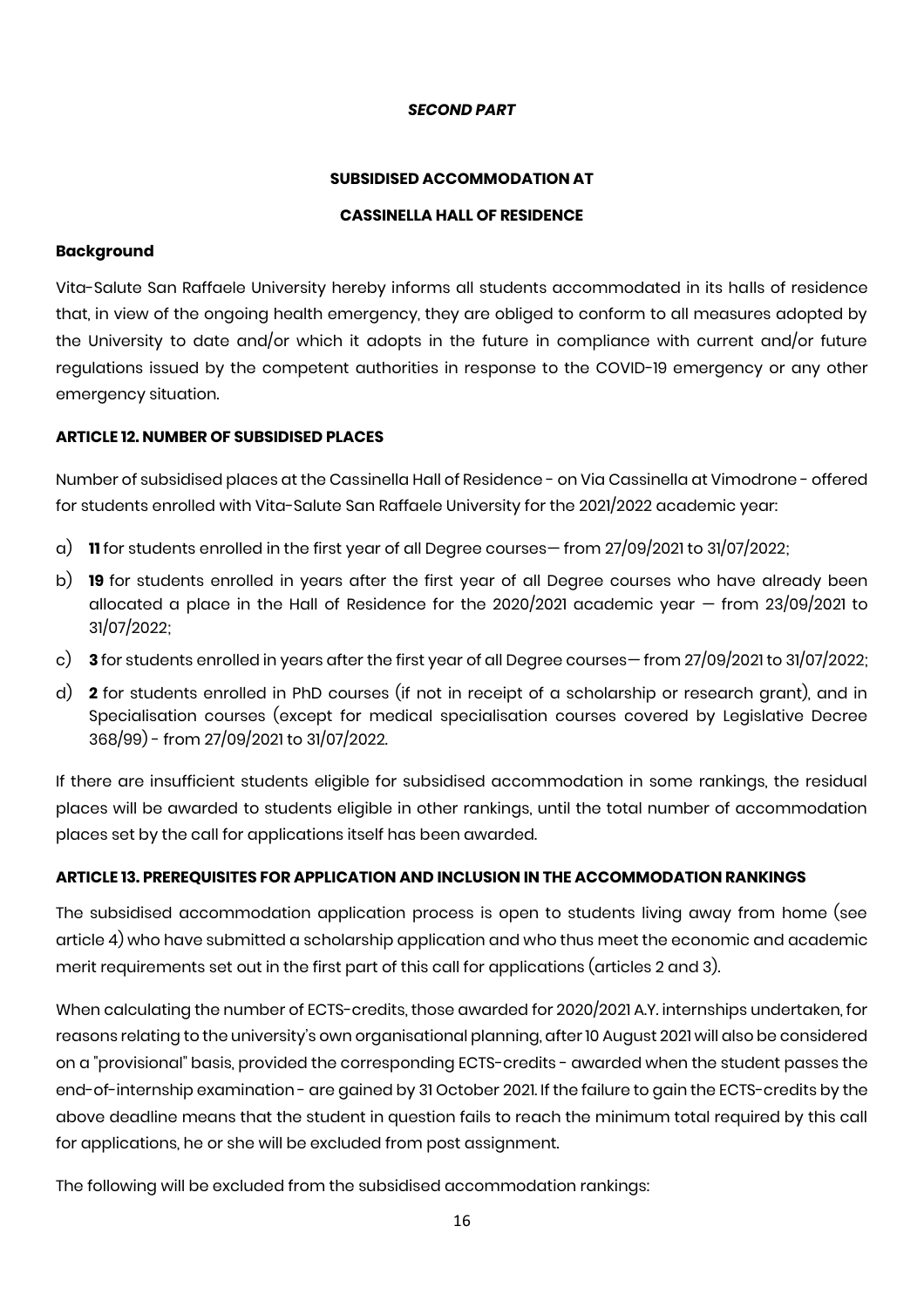***SECOND PART***

**SUBSIDISED ACCOMMODATION AT**

**CASSINELLA HALL OF RESIDENCE**

**Background**

Vita-Salute San Raffaele University hereby informs all students accommodated in its halls of residence that, in view of the ongoing health emergency, they are obliged to conform to all measures adopted by the University to date and/or which it adopts in the future in compliance with current and/or future regulations issued by the competent authorities in response to the COVID-19 emergency or any other emergency situation.

**ARTICLE 12. NUMBER OF SUBSIDISED PLACES**

Number of subsidised places at the Cassinella Hall of Residence - on Via Cassinella at Vimodrone - offered for students enrolled with Vita-Salute San Raffaele University for the 2021/2022 academic year:

a) **11** for students enrolled in the first year of all Degree courses— from 27/09/2021 to 31/07/2022;

b) **19** for students enrolled in years after the first year of all Degree courses who have already been allocated a place in the Hall of Residence for the 2020/2021 academic year — from 23/09/2021 to 31/07/2022;

c) **3** for students enrolled in years after the first year of all Degree courses— from 27/09/2021 to 31/07/2022;

d) **2** for students enrolled in PhD courses (if not in receipt of a scholarship or research grant), and in Specialisation courses (except for medical specialisation courses covered by Legislative Decree 368/99) - from 27/09/2021 to 31/07/2022.

If there are insufficient students eligible for subsidised accommodation in some rankings, the residual places will be awarded to students eligible in other rankings, until the total number of accommodation places set by the call for applications itself has been awarded.

**ARTICLE 13. PREREQUISITES FOR APPLICATION AND INCLUSION IN THE ACCOMMODATION RANKINGS**

The subsidised accommodation application process is open to students living away from home (see article 4) who have submitted a scholarship application and who thus meet the economic and academic merit requirements set out in the first part of this call for applications (articles 2 and 3).

When calculating the number of ECTS-credits, those awarded for 2020/2021 A.Y. internships undertaken, for reasons relating to the university's own organisational planning, after 10 August 2021 will also be considered on a "provisional" basis, provided the corresponding ECTS-credits - awarded when the student passes the end-of-internship examination - are gained by 31 October 2021. If the failure to gain the ECTS-credits by the above deadline means that the student in question fails to reach the minimum total required by this call for applications, he or she will be excluded from post assignment.

The following will be excluded from the subsidised accommodation rankings: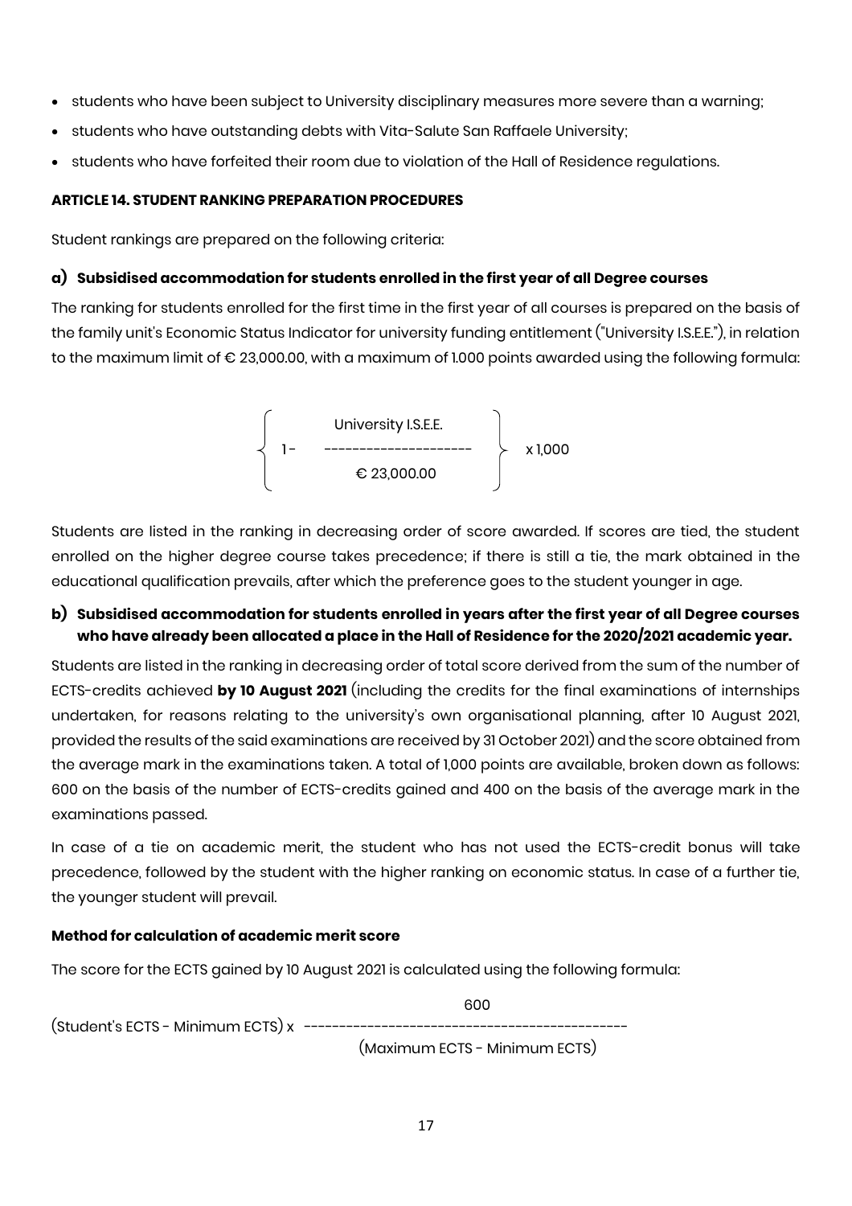- students who have been subject to University disciplinary measures more severe than a warning;
- students who have outstanding debts with Vita-Salute San Raffaele University;
- students who have forfeited their room due to violation of the Hall of Residence regulations.

### ARTICLE 14. STUDENT RANKING PREPARATION PROCEDURES

Student rankings are prepared on the following criteria:

#### a) Subsidised accommodation for students enrolled in the first year of all Degree courses

The ranking for students enrolled for the first time in the first year of all courses is prepared on the basis of the family unit's Economic Status Indicator for university funding entitlement ("University I.S.E.E."), in relation to the maximum limit of € 23,000.00, with a maximum of 1.000 points awarded using the following formula:

$$\left\{ 1 - \frac{\text{University I.S.E.E.}}{€\ 23{,}000.00} \right\} \times 1{,}000$$

Students are listed in the ranking in decreasing order of score awarded. If scores are tied, the student enrolled on the higher degree course takes precedence; if there is still a tie, the mark obtained in the educational qualification prevails, after which the preference goes to the student younger in age.

#### b) Subsidised accommodation for students enrolled in years after the first year of all Degree courses who have already been allocated a place in the Hall of Residence for the 2020/2021 academic year.

Students are listed in the ranking in decreasing order of total score derived from the sum of the number of ECTS-credits achieved **by 10 August 2021** (including the credits for the final examinations of internships undertaken, for reasons relating to the university's own organisational planning, after 10 August 2021, provided the results of the said examinations are received by 31 October 2021) and the score obtained from the average mark in the examinations taken. A total of 1,000 points are available, broken down as follows: 600 on the basis of the number of ECTS-credits gained and 400 on the basis of the average mark in the examinations passed.

In case of a tie on academic merit, the student who has not used the ECTS-credit bonus will take precedence, followed by the student with the higher ranking on economic status. In case of a further tie, the younger student will prevail.

**Method for calculation of academic merit score**

The score for the ECTS gained by 10 August 2021 is calculated using the following formula:

$$(\text{Student's ECTS - Minimum ECTS}) \times \frac{600}{(\text{Maximum ECTS - Minimum ECTS})}$$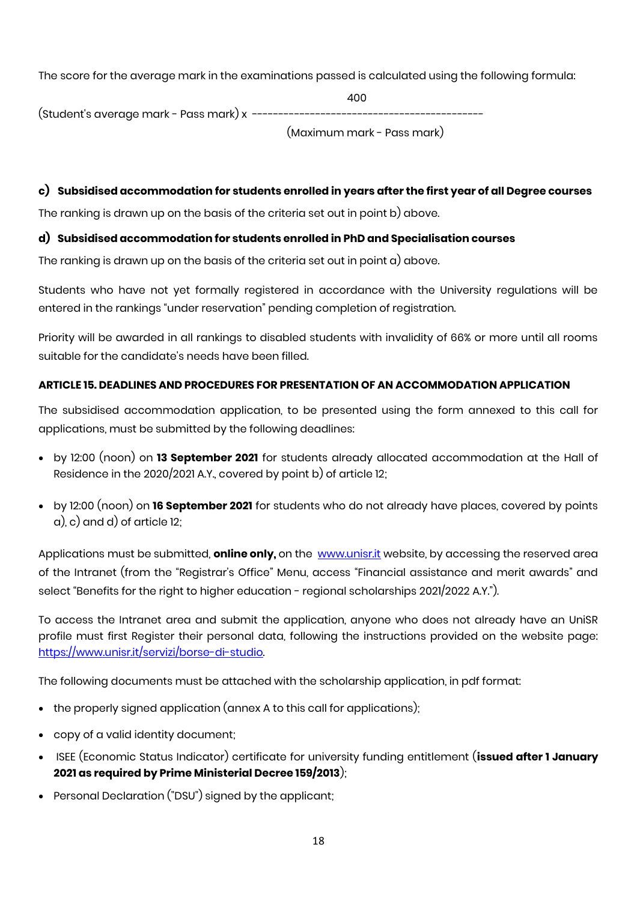The score for the average mark in the examinations passed is calculated using the following formula:

$$\text{(Student's average mark - Pass mark)} \times \frac{400}{\text{(Maximum mark - Pass mark)}}$$

**c) Subsidised accommodation for students enrolled in years after the first year of all Degree courses**

The ranking is drawn up on the basis of the criteria set out in point b) above.

**d) Subsidised accommodation for students enrolled in PhD and Specialisation courses**

The ranking is drawn up on the basis of the criteria set out in point a) above.

Students who have not yet formally registered in accordance with the University regulations will be entered in the rankings "under reservation" pending completion of registration.

Priority will be awarded in all rankings to disabled students with invalidity of 66% or more until all rooms suitable for the candidate's needs have been filled.

## ARTICLE 15. DEADLINES AND PROCEDURES FOR PRESENTATION OF AN ACCOMMODATION APPLICATION

The subsidised accommodation application, to be presented using the form annexed to this call for applications, must be submitted by the following deadlines:

- by 12:00 (noon) on **13 September 2021** for students already allocated accommodation at the Hall of Residence in the 2020/2021 A.Y., covered by point b) of article 12;
- by 12:00 (noon) on **16 September 2021** for students who do not already have places, covered by points a), c) and d) of article 12;

Applications must be submitted, **online only,** on the www.unisr.it website, by accessing the reserved area of the Intranet (from the "Registrar's Office" Menu, access "Financial assistance and merit awards" and select "Benefits for the right to higher education - regional scholarships 2021/2022 A.Y.").

To access the Intranet area and submit the application, anyone who does not already have an UniSR profile must first Register their personal data, following the instructions provided on the website page: https://www.unisr.it/servizi/borse-di-studio.

The following documents must be attached with the scholarship application, in pdf format:

- the properly signed application (annex A to this call for applications);
- copy of a valid identity document;
- ISEE (Economic Status Indicator) certificate for university funding entitlement (**issued after 1 January 2021 as required by Prime Ministerial Decree 159/2013**);
- Personal Declaration ("DSU") signed by the applicant;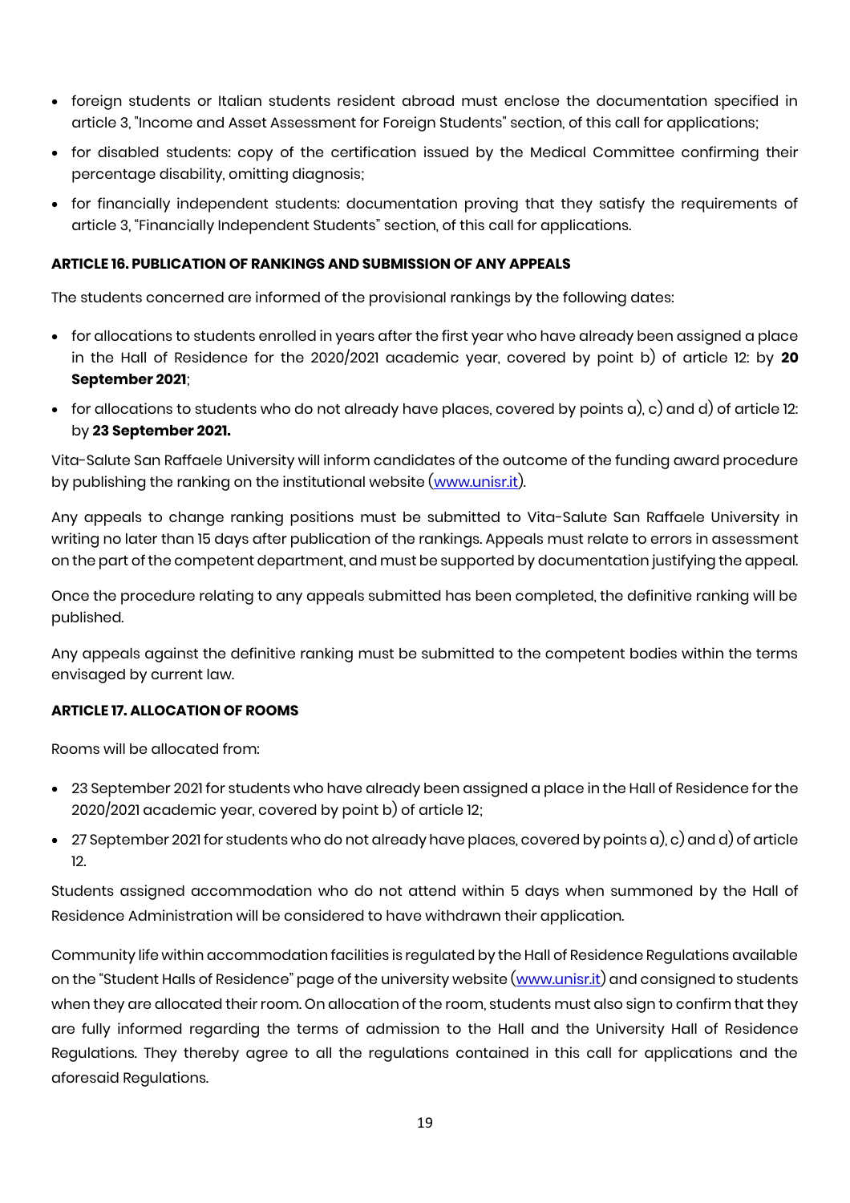- foreign students or Italian students resident abroad must enclose the documentation specified in article 3, "Income and Asset Assessment for Foreign Students" section, of this call for applications;
- for disabled students: copy of the certification issued by the Medical Committee confirming their percentage disability, omitting diagnosis;
- for financially independent students: documentation proving that they satisfy the requirements of article 3, "Financially Independent Students" section, of this call for applications.

**ARTICLE 16. PUBLICATION OF RANKINGS AND SUBMISSION OF ANY APPEALS**

The students concerned are informed of the provisional rankings by the following dates:

- for allocations to students enrolled in years after the first year who have already been assigned a place in the Hall of Residence for the 2020/2021 academic year, covered by point b) of article 12: by **20 September 2021**;
- for allocations to students who do not already have places, covered by points a), c) and d) of article 12: by **23 September 2021.**

Vita-Salute San Raffaele University will inform candidates of the outcome of the funding award procedure by publishing the ranking on the institutional website (www.unisr.it).

Any appeals to change ranking positions must be submitted to Vita-Salute San Raffaele University in writing no later than 15 days after publication of the rankings. Appeals must relate to errors in assessment on the part of the competent department, and must be supported by documentation justifying the appeal.

Once the procedure relating to any appeals submitted has been completed, the definitive ranking will be published.

Any appeals against the definitive ranking must be submitted to the competent bodies within the terms envisaged by current law.

**ARTICLE 17. ALLOCATION OF ROOMS**

Rooms will be allocated from:

- 23 September 2021 for students who have already been assigned a place in the Hall of Residence for the 2020/2021 academic year, covered by point b) of article 12;
- 27 September 2021 for students who do not already have places, covered by points a), c) and d) of article 12.

Students assigned accommodation who do not attend within 5 days when summoned by the Hall of Residence Administration will be considered to have withdrawn their application.

Community life within accommodation facilities is regulated by the Hall of Residence Regulations available on the "Student Halls of Residence" page of the university website (www.unisr.it) and consigned to students when they are allocated their room. On allocation of the room, students must also sign to confirm that they are fully informed regarding the terms of admission to the Hall and the University Hall of Residence Regulations. They thereby agree to all the regulations contained in this call for applications and the aforesaid Regulations.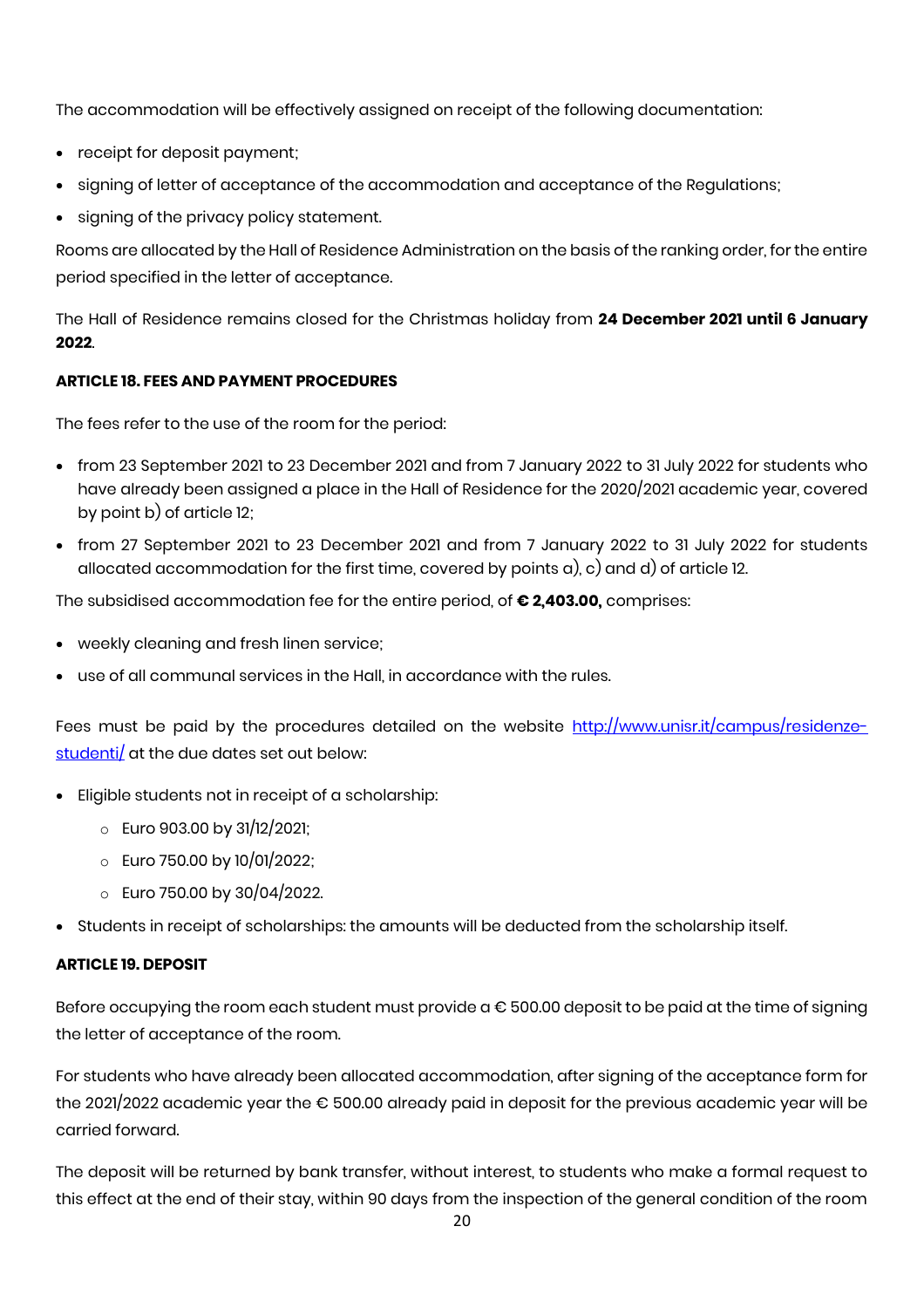The accommodation will be effectively assigned on receipt of the following documentation:

- receipt for deposit payment;
- signing of letter of acceptance of the accommodation and acceptance of the Regulations;
- signing of the privacy policy statement.

Rooms are allocated by the Hall of Residence Administration on the basis of the ranking order, for the entire period specified in the letter of acceptance.

The Hall of Residence remains closed for the Christmas holiday from **24 December 2021 until 6 January 2022**.

**ARTICLE 18. FEES AND PAYMENT PROCEDURES**

The fees refer to the use of the room for the period:

- from 23 September 2021 to 23 December 2021 and from 7 January 2022 to 31 July 2022 for students who have already been assigned a place in the Hall of Residence for the 2020/2021 academic year, covered by point b) of article 12;
- from 27 September 2021 to 23 December 2021 and from 7 January 2022 to 31 July 2022 for students allocated accommodation for the first time, covered by points a), c) and d) of article 12.

The subsidised accommodation fee for the entire period, of **€ 2,403.00,** comprises:

- weekly cleaning and fresh linen service;
- use of all communal services in the Hall, in accordance with the rules.

Fees must be paid by the procedures detailed on the website [http://www.unisr.it/campus/residenze-studenti/](http://www.unisr.it/campus/residenze-studenti/) at the due dates set out below:

- Eligible students not in receipt of a scholarship:
  - Euro 903.00 by 31/12/2021;
  - Euro 750.00 by 10/01/2022;
  - Euro 750.00 by 30/04/2022.
- Students in receipt of scholarships: the amounts will be deducted from the scholarship itself.

**ARTICLE 19. DEPOSIT**

Before occupying the room each student must provide a € 500.00 deposit to be paid at the time of signing the letter of acceptance of the room.

For students who have already been allocated accommodation, after signing of the acceptance form for the 2021/2022 academic year the € 500.00 already paid in deposit for the previous academic year will be carried forward.

The deposit will be returned by bank transfer, without interest, to students who make a formal request to this effect at the end of their stay, within 90 days from the inspection of the general condition of the room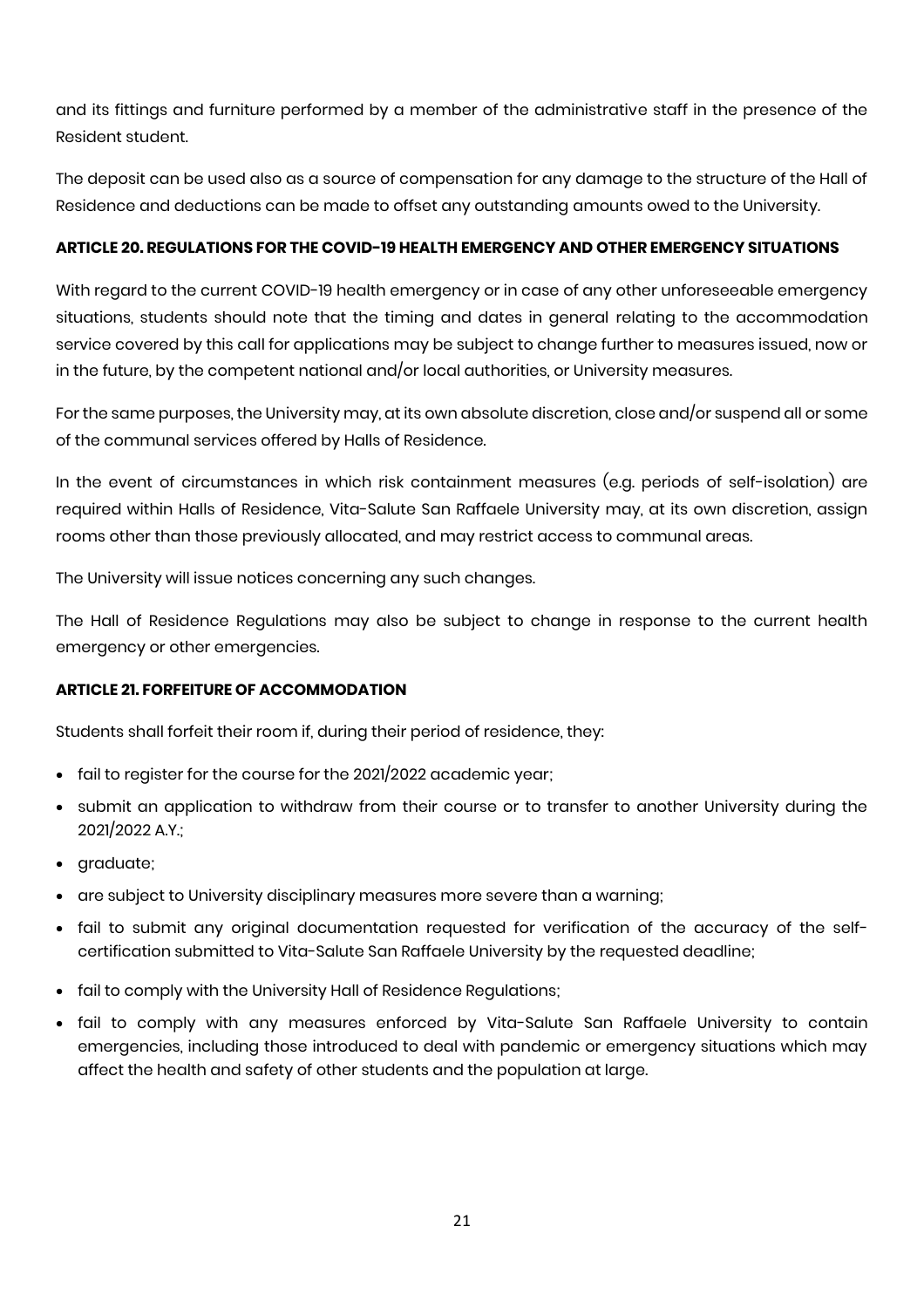and its fittings and furniture performed by a member of the administrative staff in the presence of the Resident student.

The deposit can be used also as a source of compensation for any damage to the structure of the Hall of Residence and deductions can be made to offset any outstanding amounts owed to the University.

**ARTICLE 20. REGULATIONS FOR THE COVID-19 HEALTH EMERGENCY AND OTHER EMERGENCY SITUATIONS**

With regard to the current COVID-19 health emergency or in case of any other unforeseeable emergency situations, students should note that the timing and dates in general relating to the accommodation service covered by this call for applications may be subject to change further to measures issued, now or in the future, by the competent national and/or local authorities, or University measures.

For the same purposes, the University may, at its own absolute discretion, close and/or suspend all or some of the communal services offered by Halls of Residence.

In the event of circumstances in which risk containment measures (e.g. periods of self-isolation) are required within Halls of Residence, Vita-Salute San Raffaele University may, at its own discretion, assign rooms other than those previously allocated, and may restrict access to communal areas.

The University will issue notices concerning any such changes.

The Hall of Residence Regulations may also be subject to change in response to the current health emergency or other emergencies.

**ARTICLE 21. FORFEITURE OF ACCOMMODATION**

Students shall forfeit their room if, during their period of residence, they:

- fail to register for the course for the 2021/2022 academic year;
- submit an application to withdraw from their course or to transfer to another University during the 2021/2022 A.Y.;
- graduate;
- are subject to University disciplinary measures more severe than a warning;
- fail to submit any original documentation requested for verification of the accuracy of the self-certification submitted to Vita-Salute San Raffaele University by the requested deadline;
- fail to comply with the University Hall of Residence Regulations;
- fail to comply with any measures enforced by Vita-Salute San Raffaele University to contain emergencies, including those introduced to deal with pandemic or emergency situations which may affect the health and safety of other students and the population at large.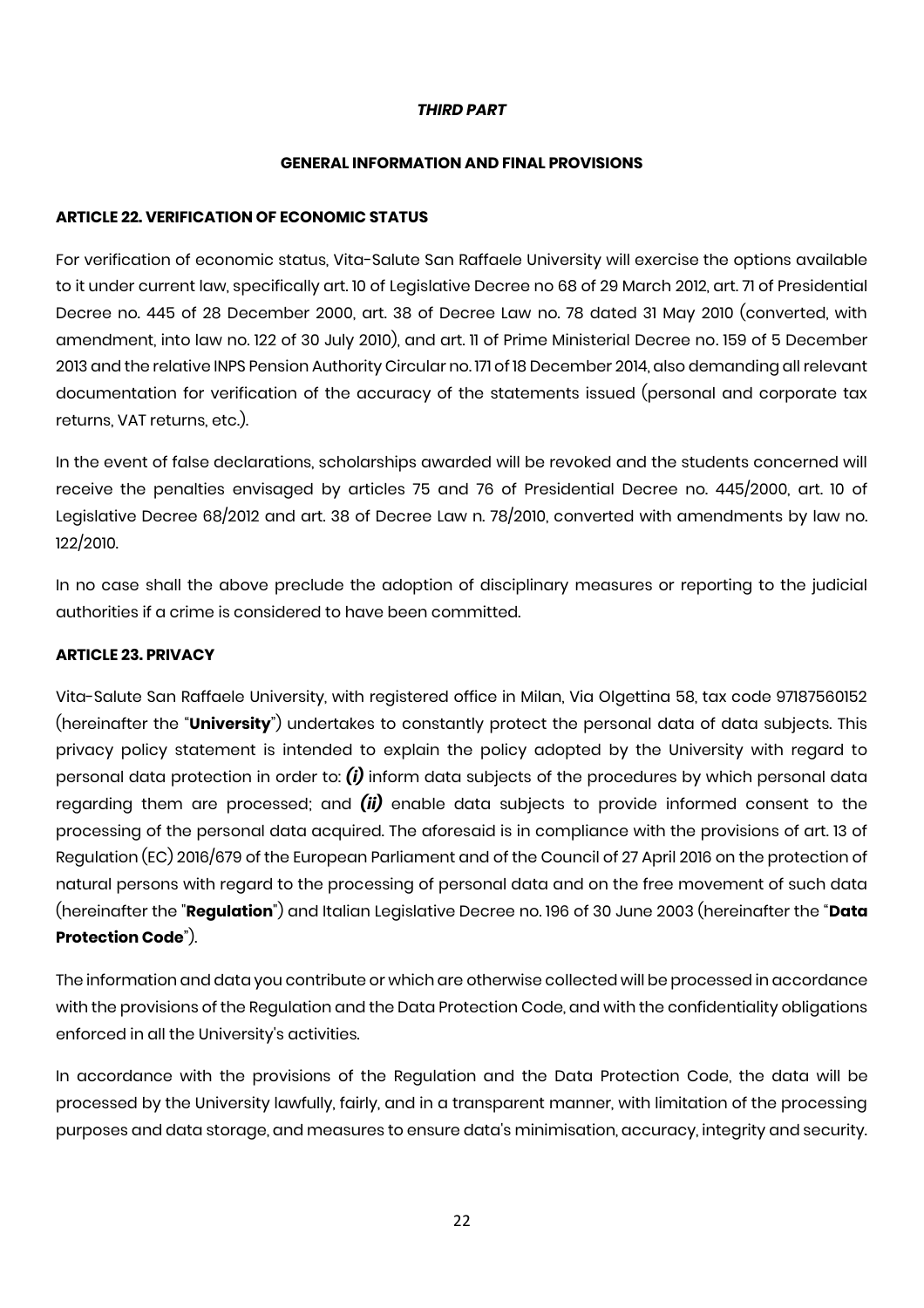***THIRD PART***

**GENERAL INFORMATION AND FINAL PROVISIONS**

**ARTICLE 22. VERIFICATION OF ECONOMIC STATUS**

For verification of economic status, Vita-Salute San Raffaele University will exercise the options available to it under current law, specifically art. 10 of Legislative Decree no 68 of 29 March 2012, art. 71 of Presidential Decree no. 445 of 28 December 2000, art. 38 of Decree Law no. 78 dated 31 May 2010 (converted, with amendment, into law no. 122 of 30 July 2010), and art. 11 of Prime Ministerial Decree no. 159 of 5 December 2013 and the relative INPS Pension Authority Circular no. 171 of 18 December 2014, also demanding all relevant documentation for verification of the accuracy of the statements issued (personal and corporate tax returns, VAT returns, etc.).

In the event of false declarations, scholarships awarded will be revoked and the students concerned will receive the penalties envisaged by articles 75 and 76 of Presidential Decree no. 445/2000, art. 10 of Legislative Decree 68/2012 and art. 38 of Decree Law n. 78/2010, converted with amendments by law no. 122/2010.

In no case shall the above preclude the adoption of disciplinary measures or reporting to the judicial authorities if a crime is considered to have been committed.

**ARTICLE 23. PRIVACY**

Vita-Salute San Raffaele University, with registered office in Milan, Via Olgettina 58, tax code 97187560152 (hereinafter the "**University**") undertakes to constantly protect the personal data of data subjects. This privacy policy statement is intended to explain the policy adopted by the University with regard to personal data protection in order to: ***(i)*** inform data subjects of the procedures by which personal data regarding them are processed; and ***(ii)*** enable data subjects to provide informed consent to the processing of the personal data acquired. The aforesaid is in compliance with the provisions of art. 13 of Regulation (EC) 2016/679 of the European Parliament and of the Council of 27 April 2016 on the protection of natural persons with regard to the processing of personal data and on the free movement of such data (hereinafter the "**Regulation**") and Italian Legislative Decree no. 196 of 30 June 2003 (hereinafter the "**Data Protection Code**").

The information and data you contribute or which are otherwise collected will be processed in accordance with the provisions of the Regulation and the Data Protection Code, and with the confidentiality obligations enforced in all the University's activities.

In accordance with the provisions of the Regulation and the Data Protection Code, the data will be processed by the University lawfully, fairly, and in a transparent manner, with limitation of the processing purposes and data storage, and measures to ensure data's minimisation, accuracy, integrity and security.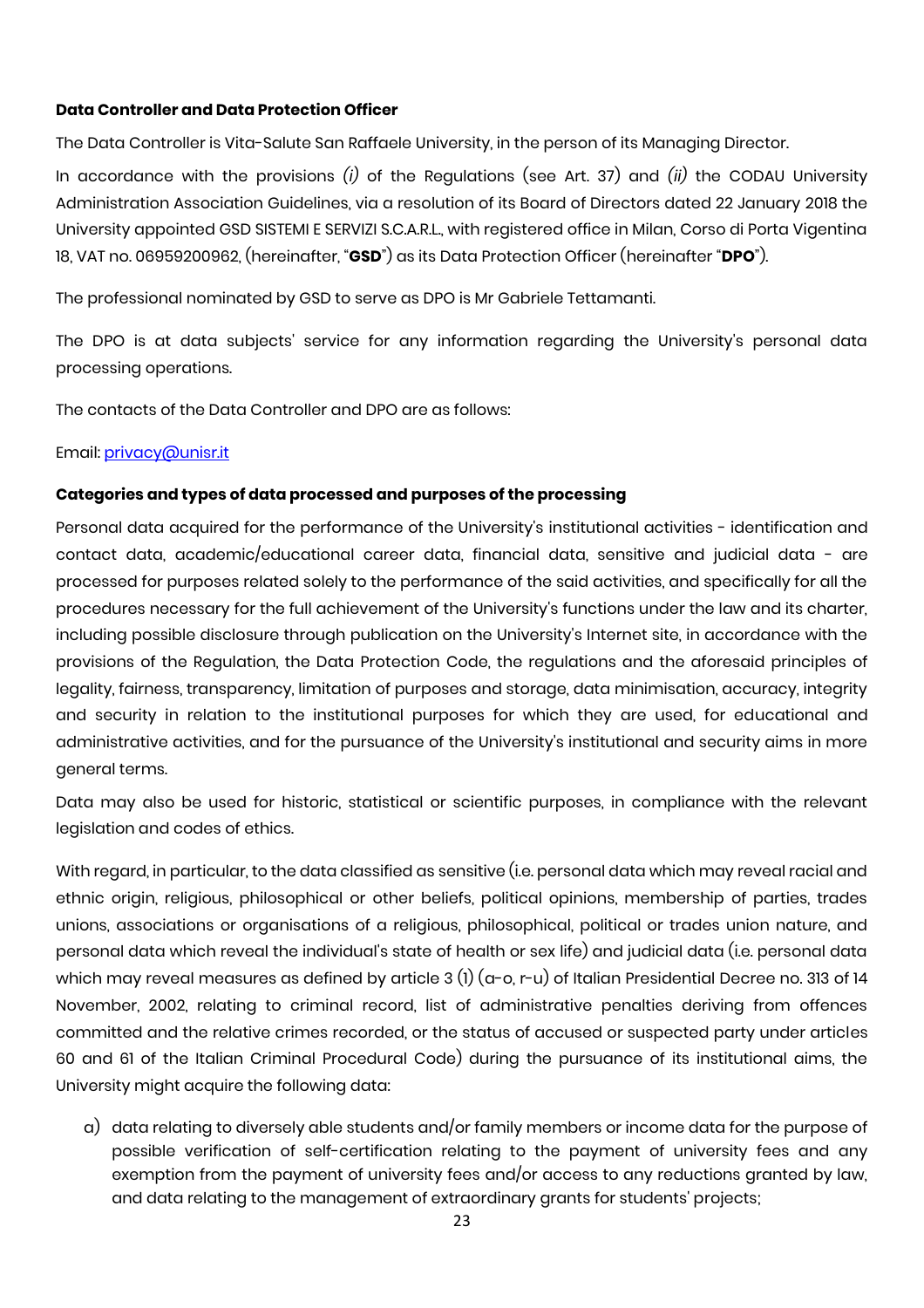**Data Controller and Data Protection Officer**

The Data Controller is Vita-Salute San Raffaele University, in the person of its Managing Director.

In accordance with the provisions *(i)* of the Regulations (see Art. 37) and *(ii)* the CODAU University Administration Association Guidelines, via a resolution of its Board of Directors dated 22 January 2018 the University appointed GSD SISTEMI E SERVIZI S.C.A.R.L., with registered office in Milan, Corso di Porta Vigentina 18, VAT no. 06959200962, (hereinafter, "**GSD**") as its Data Protection Officer (hereinafter "**DPO**").

The professional nominated by GSD to serve as DPO is Mr Gabriele Tettamanti.

The DPO is at data subjects' service for any information regarding the University's personal data processing operations.

The contacts of the Data Controller and DPO are as follows:

Email: privacy@unisr.it

**Categories and types of data processed and purposes of the processing**

Personal data acquired for the performance of the University's institutional activities - identification and contact data, academic/educational career data, financial data, sensitive and judicial data - are processed for purposes related solely to the performance of the said activities, and specifically for all the procedures necessary for the full achievement of the University's functions under the law and its charter, including possible disclosure through publication on the University's Internet site, in accordance with the provisions of the Regulation, the Data Protection Code, the regulations and the aforesaid principles of legality, fairness, transparency, limitation of purposes and storage, data minimisation, accuracy, integrity and security in relation to the institutional purposes for which they are used, for educational and administrative activities, and for the pursuance of the University's institutional and security aims in more general terms.

Data may also be used for historic, statistical or scientific purposes, in compliance with the relevant legislation and codes of ethics.

With regard, in particular, to the data classified as sensitive (i.e. personal data which may reveal racial and ethnic origin, religious, philosophical or other beliefs, political opinions, membership of parties, trades unions, associations or organisations of a religious, philosophical, political or trades union nature, and personal data which reveal the individual's state of health or sex life) and judicial data (i.e. personal data which may reveal measures as defined by article 3 (1) (a-o, r-u) of Italian Presidential Decree no. 313 of 14 November, 2002, relating to criminal record, list of administrative penalties deriving from offences committed and the relative crimes recorded, or the status of accused or suspected party under articles 60 and 61 of the Italian Criminal Procedural Code) during the pursuance of its institutional aims, the University might acquire the following data:

a) data relating to diversely able students and/or family members or income data for the purpose of possible verification of self-certification relating to the payment of university fees and any exemption from the payment of university fees and/or access to any reductions granted by law, and data relating to the management of extraordinary grants for students' projects;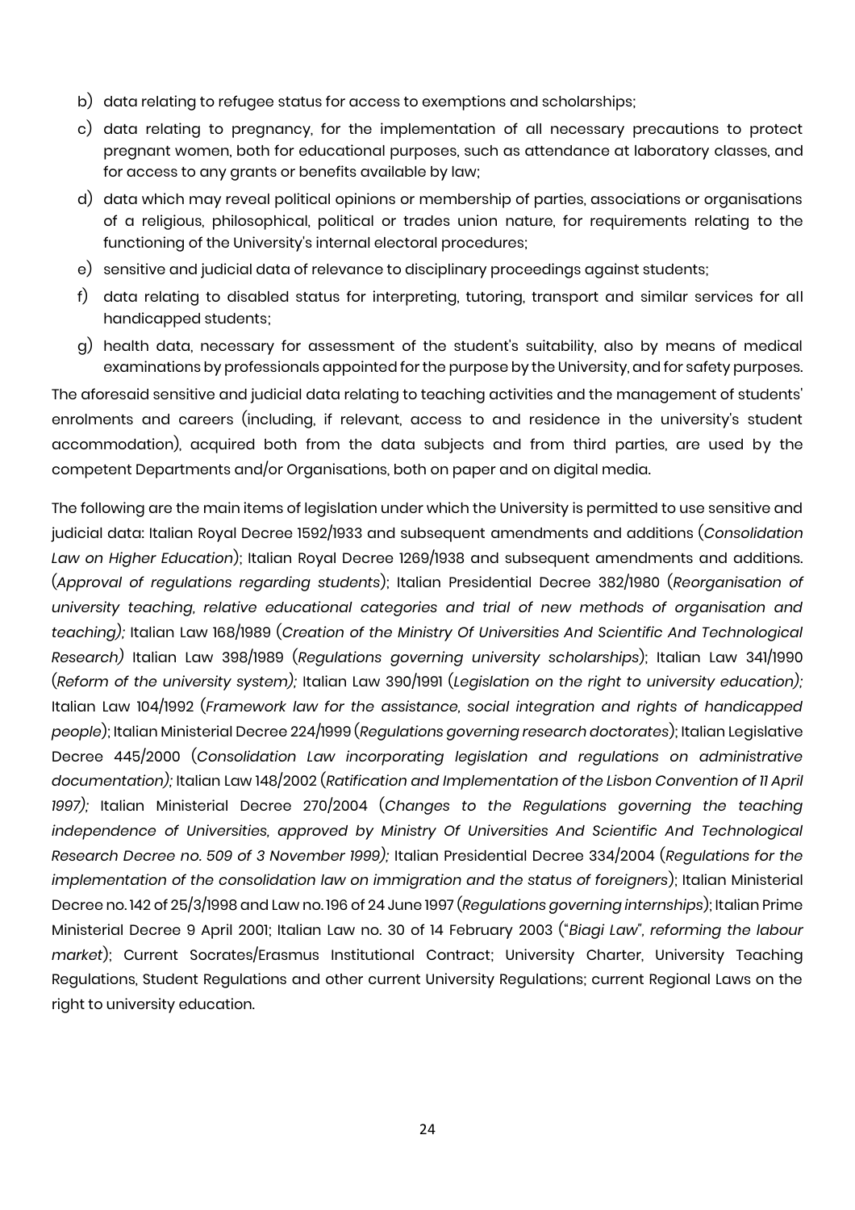b) data relating to refugee status for access to exemptions and scholarships;

c) data relating to pregnancy, for the implementation of all necessary precautions to protect pregnant women, both for educational purposes, such as attendance at laboratory classes, and for access to any grants or benefits available by law;

d) data which may reveal political opinions or membership of parties, associations or organisations of a religious, philosophical, political or trades union nature, for requirements relating to the functioning of the University's internal electoral procedures;

e) sensitive and judicial data of relevance to disciplinary proceedings against students;

f) data relating to disabled status for interpreting, tutoring, transport and similar services for all handicapped students;

g) health data, necessary for assessment of the student's suitability, also by means of medical examinations by professionals appointed for the purpose by the University, and for safety purposes.

The aforesaid sensitive and judicial data relating to teaching activities and the management of students' enrolments and careers (including, if relevant, access to and residence in the university's student accommodation), acquired both from the data subjects and from third parties, are used by the competent Departments and/or Organisations, both on paper and on digital media.

The following are the main items of legislation under which the University is permitted to use sensitive and judicial data: Italian Royal Decree 1592/1933 and subsequent amendments and additions (*Consolidation Law on Higher Education*); Italian Royal Decree 1269/1938 and subsequent amendments and additions. (*Approval of regulations regarding students*); Italian Presidential Decree 382/1980 (*Reorganisation of university teaching, relative educational categories and trial of new methods of organisation and teaching);* Italian Law 168/1989 (*Creation of the Ministry Of Universities And Scientific And Technological Research)* Italian Law 398/1989 (*Regulations governing university scholarships*); Italian Law 341/1990 (*Reform of the university system);* Italian Law 390/1991 (*Legislation on the right to university education);* Italian Law 104/1992 (*Framework law for the assistance, social integration and rights of handicapped people*); Italian Ministerial Decree 224/1999 (*Regulations governing research doctorates*); Italian Legislative Decree 445/2000 (*Consolidation Law incorporating legislation and regulations on administrative documentation);* Italian Law 148/2002 (*Ratification and Implementation of the Lisbon Convention of 11 April 1997);* Italian Ministerial Decree 270/2004 (*Changes to the Regulations governing the teaching independence of Universities, approved by Ministry Of Universities And Scientific And Technological Research Decree no. 509 of 3 November 1999);* Italian Presidential Decree 334/2004 (*Regulations for the implementation of the consolidation law on immigration and the status of foreigners*); Italian Ministerial Decree no. 142 of 25/3/1998 and Law no. 196 of 24 June 1997 (*Regulations governing internships*); Italian Prime Ministerial Decree 9 April 2001; Italian Law no. 30 of 14 February 2003 ("*Biagi Law*", *reforming the labour market*); Current Socrates/Erasmus Institutional Contract; University Charter, University Teaching Regulations, Student Regulations and other current University Regulations; current Regional Laws on the right to university education.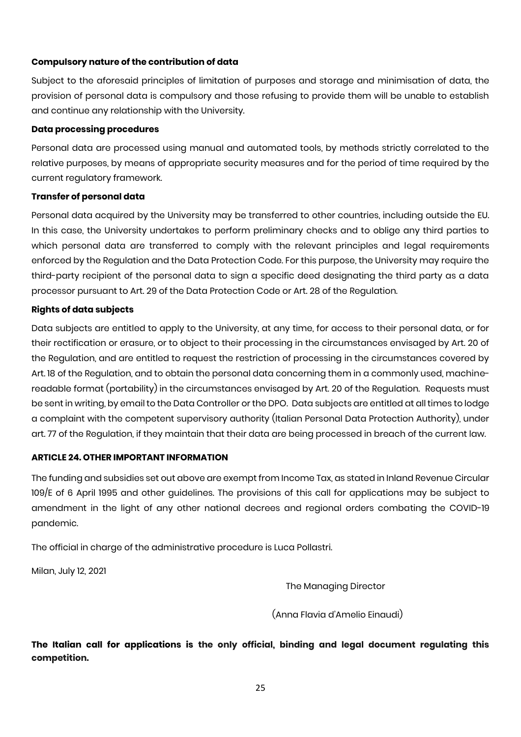**Compulsory nature of the contribution of data**

Subject to the aforesaid principles of limitation of purposes and storage and minimisation of data, the provision of personal data is compulsory and those refusing to provide them will be unable to establish and continue any relationship with the University.

**Data processing procedures**

Personal data are processed using manual and automated tools, by methods strictly correlated to the relative purposes, by means of appropriate security measures and for the period of time required by the current regulatory framework.

**Transfer of personal data**

Personal data acquired by the University may be transferred to other countries, including outside the EU. In this case, the University undertakes to perform preliminary checks and to oblige any third parties to which personal data are transferred to comply with the relevant principles and legal requirements enforced by the Regulation and the Data Protection Code. For this purpose, the University may require the third-party recipient of the personal data to sign a specific deed designating the third party as a data processor pursuant to Art. 29 of the Data Protection Code or Art. 28 of the Regulation.

**Rights of data subjects**

Data subjects are entitled to apply to the University, at any time, for access to their personal data, or for their rectification or erasure, or to object to their processing in the circumstances envisaged by Art. 20 of the Regulation, and are entitled to request the restriction of processing in the circumstances covered by Art. 18 of the Regulation, and to obtain the personal data concerning them in a commonly used, machine-readable format (portability) in the circumstances envisaged by Art. 20 of the Regulation. Requests must be sent in writing, by email to the Data Controller or the DPO. Data subjects are entitled at all times to lodge a complaint with the competent supervisory authority (Italian Personal Data Protection Authority), under art. 77 of the Regulation, if they maintain that their data are being processed in breach of the current law.

**ARTICLE 24. OTHER IMPORTANT INFORMATION**

The funding and subsidies set out above are exempt from Income Tax, as stated in Inland Revenue Circular 109/E of 6 April 1995 and other guidelines. The provisions of this call for applications may be subject to amendment in the light of any other national decrees and regional orders combating the COVID-19 pandemic.

The official in charge of the administrative procedure is Luca Pollastri.

Milan, July 12, 2021

The Managing Director

(Anna Flavia d'Amelio Einaudi)

**The Italian call for applications is the only official, binding and legal document regulating this competition.**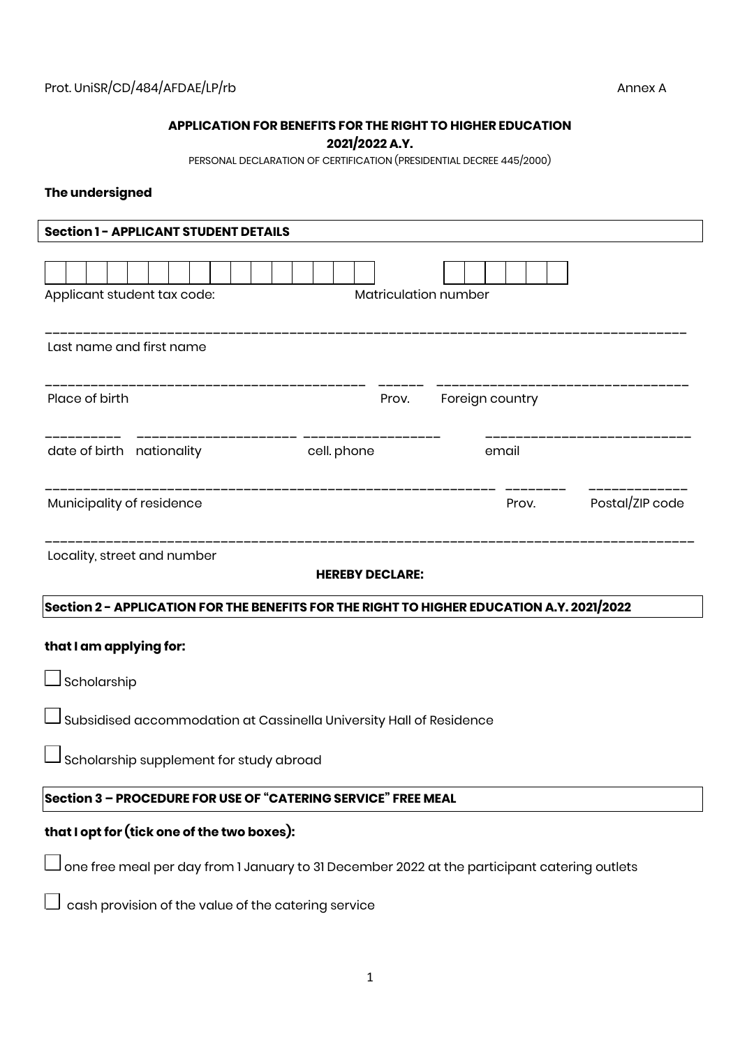Prot. UniSR/CD/484/AFDAE/LP/rb

Annex A

**APPLICATION FOR BENEFITS FOR THE RIGHT TO HIGHER EDUCATION**
**2021/2022 A.Y.**

PERSONAL DECLARATION OF CERTIFICATION (PRESIDENTIAL DECREE 445/2000)

**The undersigned**

**Section 1 - APPLICANT STUDENT DETAILS**

| | | | | | | | | | | | | | | | |
|---|---|---|---|---|---|---|---|---|---|---|---|---|---|---|---|

Applicant student tax code:

| | | | | | | |
|---|---|---|---|---|---|---|

Matriculation number

_______________________________________________________________________________

Last name and first name

_________________________________________ ______ ________________________________

Place of birth Prov. Foreign country

__________ ____________________ __________________ ___________________________

date of birth nationality cell. phone email

_____________________________________________________________ ________ ____________

Municipality of residence Prov. Postal/ZIP code

_______________________________________________________________________________

Locality, street and number

**HEREBY DECLARE:**

**Section 2 - APPLICATION FOR THE BENEFITS FOR THE RIGHT TO HIGHER EDUCATION A.Y. 2021/2022**

**that I am applying for:**

☐ Scholarship

☐ Subsidised accommodation at Cassinella University Hall of Residence

☐ Scholarship supplement for study abroad

**Section 3 – PROCEDURE FOR USE OF "CATERING SERVICE" FREE MEAL**

**that I opt for (tick one of the two boxes):**

☐ one free meal per day from 1 January to 31 December 2022 at the participant catering outlets

☐ cash provision of the value of the catering service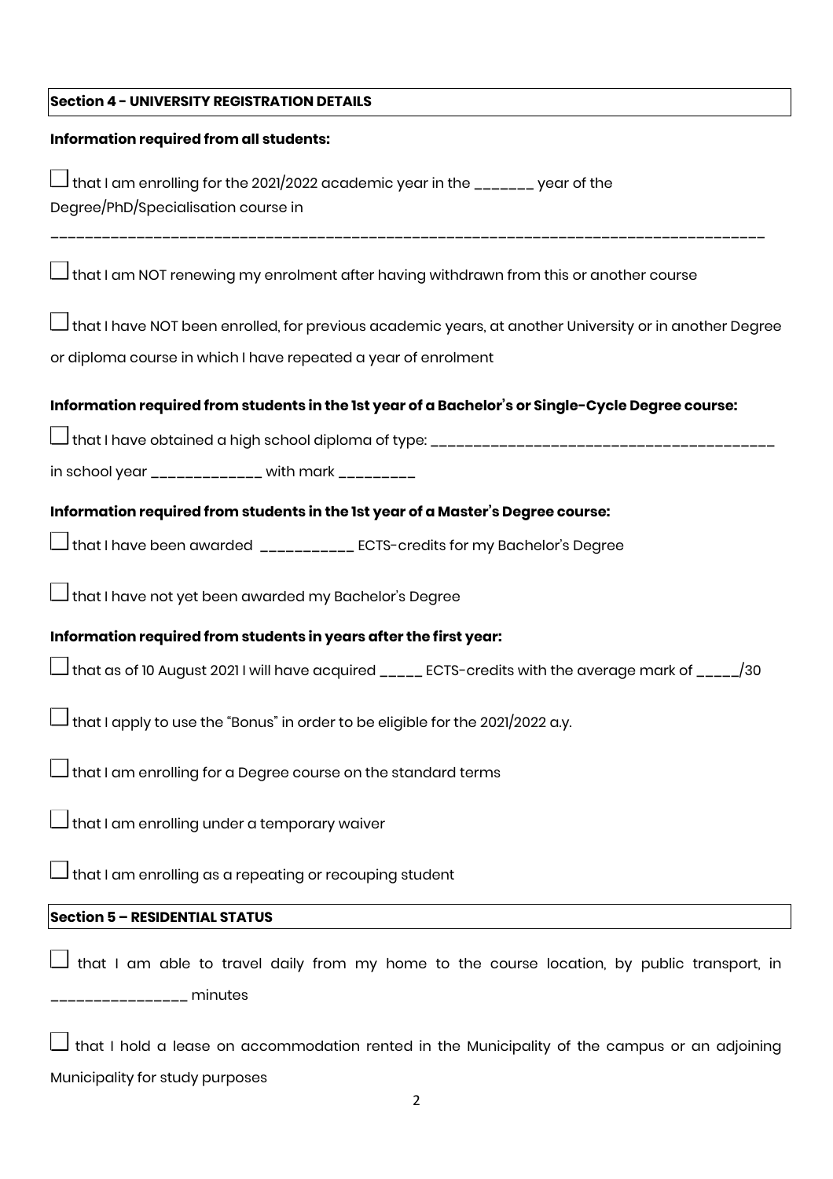**Section 4 - UNIVERSITY REGISTRATION DETAILS**

**Information required from all students:**

☐ that I am enrolling for the 2021/2022 academic year in the _______ year of the Degree/PhD/Specialisation course in

_______________________________________________________________________________

☐ that I am NOT renewing my enrolment after having withdrawn from this or another course

☐ that I have NOT been enrolled, for previous academic years, at another University or in another Degree or diploma course in which I have repeated a year of enrolment

**Information required from students in the 1st year of a Bachelor's or Single-Cycle Degree course:**

☐ that I have obtained a high school diploma of type: _______________________________________

in school year _____________ with mark _________

**Information required from students in the 1st year of a Master's Degree course:**

☐ that I have been awarded ___________ ECTS-credits for my Bachelor's Degree

☐ that I have not yet been awarded my Bachelor's Degree

**Information required from students in years after the first year:**

☐ that as of 10 August 2021 I will have acquired _____ ECTS-credits with the average mark of _____/30

☐ that I apply to use the "Bonus" in order to be eligible for the 2021/2022 a.y.

☐ that I am enrolling for a Degree course on the standard terms

☐ that I am enrolling under a temporary waiver

☐ that I am enrolling as a repeating or recouping student

**Section 5 – RESIDENTIAL STATUS**

☐ that I am able to travel daily from my home to the course location, by public transport, in _______________ minutes

☐ that I hold a lease on accommodation rented in the Municipality of the campus or an adjoining Municipality for study purposes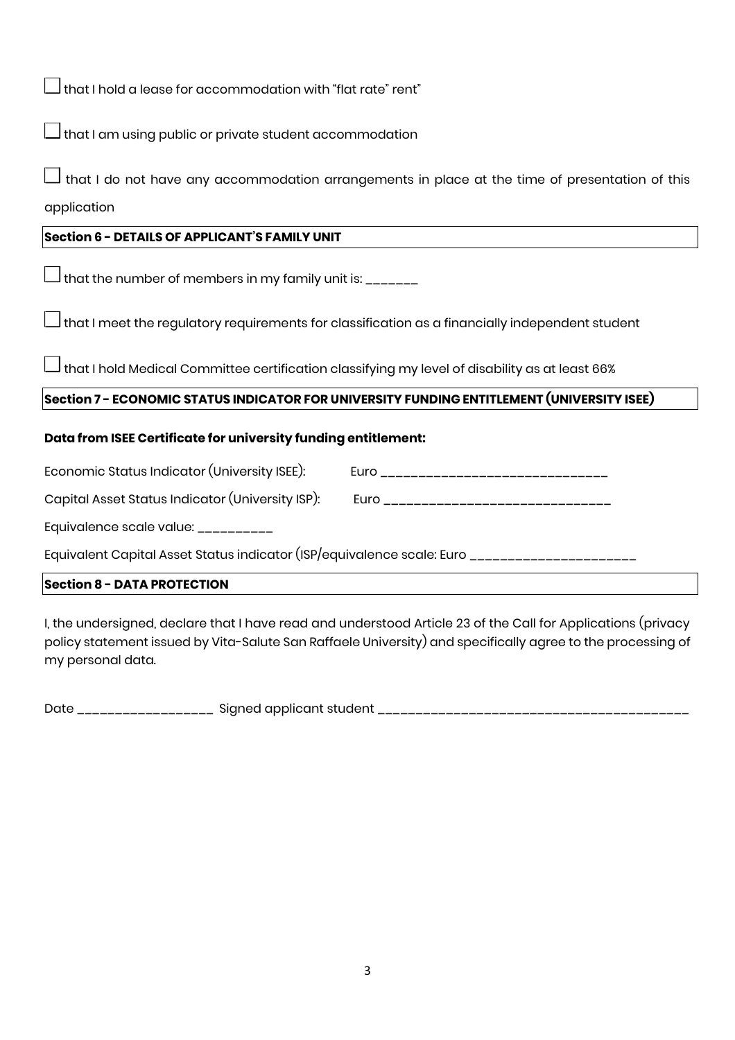☐ that I hold a lease for accommodation with "flat rate" rent"

☐ that I am using public or private student accommodation

☐ that I do not have any accommodation arrangements in place at the time of presentation of this application

**Section 6 - DETAILS OF APPLICANT'S FAMILY UNIT**

☐ that the number of members in my family unit is: _______

☐ that I meet the regulatory requirements for classification as a financially independent student

☐ that I hold Medical Committee certification classifying my level of disability as at least 66%

**Section 7 - ECONOMIC STATUS INDICATOR FOR UNIVERSITY FUNDING ENTITLEMENT (UNIVERSITY ISEE)**

**Data from ISEE Certificate for university funding entitlement:**

Economic Status Indicator (University ISEE): Euro ______________________________

Capital Asset Status Indicator (University ISP): Euro ______________________________

Equivalence scale value: __________

Equivalent Capital Asset Status indicator (ISP/equivalence scale: Euro ______________________

**Section 8 - DATA PROTECTION**

I, the undersigned, declare that I have read and understood Article 23 of the Call for Applications (privacy policy statement issued by Vita-Salute San Raffaele University) and specifically agree to the processing of my personal data.

Date __________________ Signed applicant student ________________________________________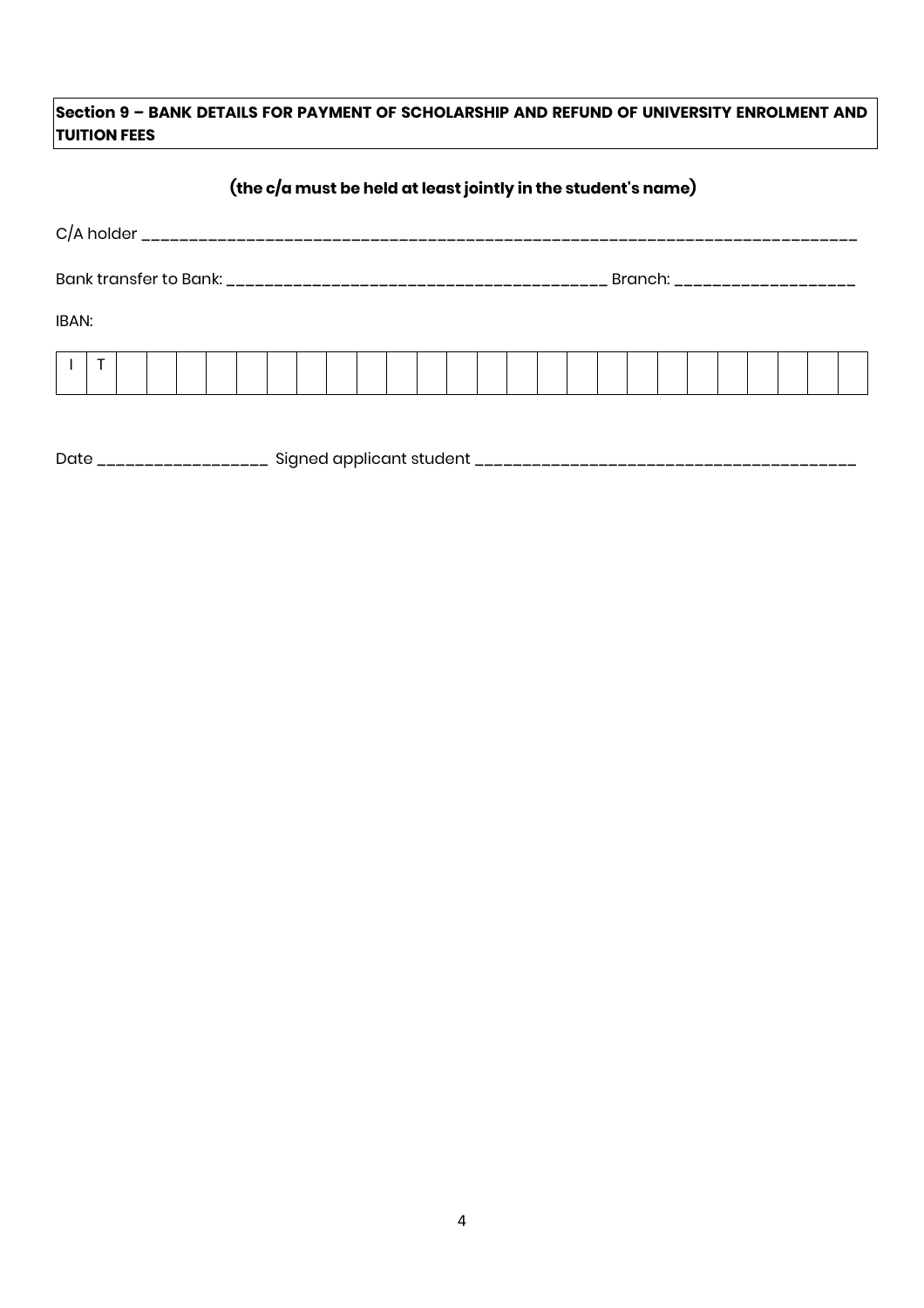**Section 9 – BANK DETAILS FOR PAYMENT OF SCHOLARSHIP AND REFUND OF UNIVERSITY ENROLMENT AND TUITION FEES**

**(the c/a must be held at least jointly in the student's name)**

C/A holder ___________________________________________________________________________

Bank transfer to Bank: ________________________________________ Branch: __________________

IBAN:

| | | | | | | | | | | | | | | | | | | | | | | | | | | |
|---|---|---|---|---|---|---|---|---|---|---|---|---|---|---|---|---|---|---|---|---|---|---|---|---|---|---|
| I | T | | | | | | | | | | | | | | | | | | | | | | | | | |

Date _________________ Signed applicant student ________________________________________